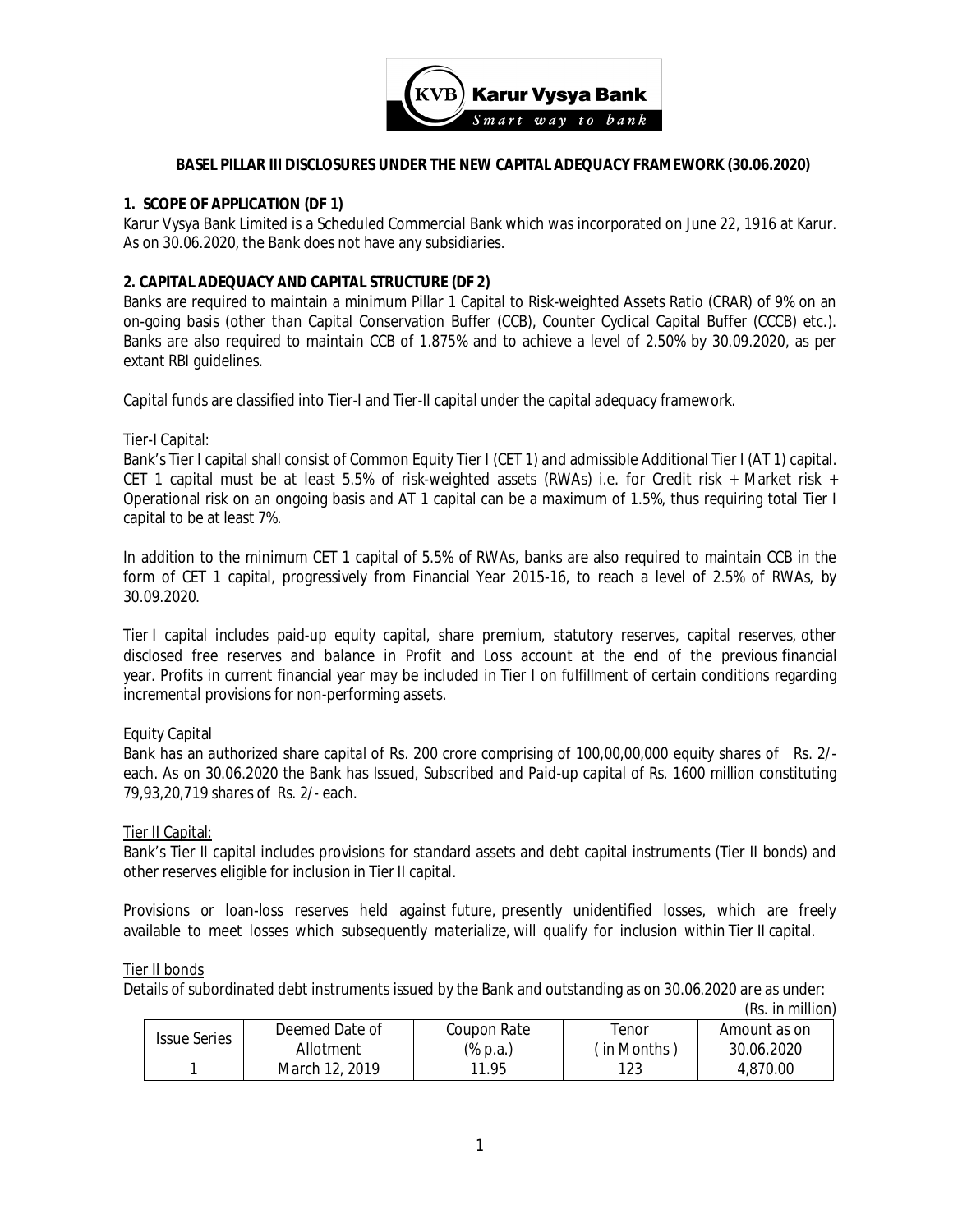# BASEL PILLAR III DISCLOSURES UNDER THE NEW CAPITAL ADEQUACY FRAMEWORK (30.06.2020)

## 1. SCOPE OF APPLICATION (DF 1)

Karur Vysya Bank Limited is a Scheduled Commercial Bank which was incorporated on June 22, 1916 at Karur. As on 30.06.2020, the Bank does not have any subsidiaries.

## 2. CAPITAL ADEQUACY AND CAPITAL STRUCTURE (DF 2)

Banks are required to maintain a minimum Pillar 1 Capital to Risk-weighted Assets Ratio (CRAR) of 9% on an on-going basis (other than Capital Conservation Buffer (CCB), Counter Cyclical Capital Buffer (CCCB) etc.). Banks are also required to maintain CCB of 1.875% and to achieve a level of 2.50% by 30.09.2020, as per extant RBI guidelines.

Capital funds are classified into Tier-I and Tier-II capital under the capital adequacy framework.

Tier-I Capital:

Bank's Tier I capital shall consist of Common Equity Tier I (CET 1) and admissible Additional Tier I (AT 1) capital. CET 1 capital must be at least 5.5% of risk-weighted assets (RWAs) i.e. for Credit risk + Market risk + Operational risk on an ongoing basis and AT 1 capital can be a maximum of 1.5%, thus requiring total Tier I capital to be at least 7%.

In addition to the minimum CET 1 capital of 5.5% of RWAs, banks are also required to maintain CCB in the form of CET 1 capital, progressively from Financial Year 2015-16, to reach a level of 2.5% of RWAs, by 30.09.2020.

Tier I capital includes paid-up equity capital, share premium, statutory reserves, capital reserves, other disclosed free reserves and balance in Profit and Loss account at the end of the previous financial year. Profits in current financial year may be included in Tier I on fulfillment of certain conditions regarding incremental provisions for non-performing assets.

Equity Capital

Bank has an authorized share capital of Rs. 200 crore comprising of 100,00,00,000 equity shares of Rs. 2/- each. As on 30.06.2020 the Bank has Issued, Subscribed and Paid-up capital of Rs. 1600 million constituting 79,93,20,719 shares of Rs. 2/- each.

Tier II Capital:

Bank's Tier II capital includes provisions for standard assets and debt capital instruments (Tier II bonds) and other reserves eligible for inclusion in Tier II capital.

Provisions or loan-loss reserves held against future, presently unidentified losses, which are freely available to meet losses which subsequently materialize, will qualify for inclusion within Tier II capital.

Tier II bonds

Details of subordinated debt instruments issued by the Bank and outstanding as on 30.06.2020 are as under:

(Rs. in million)

| Issue Series | Deemed Date of Allotment | Coupon Rate (% p.a.) | Tenor ( in Months ) | Amount as on 30.06.2020 |
|---|---|---|---|---|
| 1 | March 12, 2019 | 11.95 | 123 | 4,870.00 |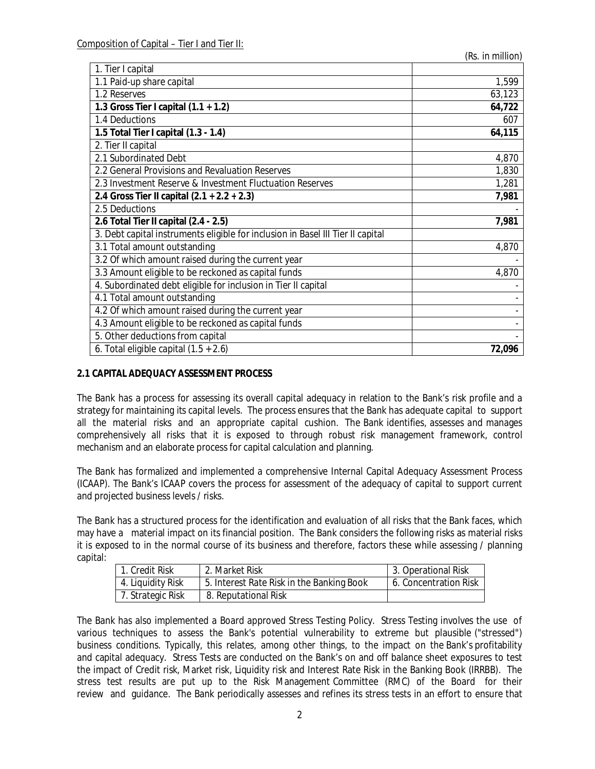Composition of Capital – Tier I and Tier II:

(Rs. in million)

| | |
|---|---:|
| 1. Tier I capital | |
| 1.1 Paid-up share capital | 1,599 |
| 1.2 Reserves | 63,123 |
| **1.3 Gross Tier I capital (1.1 + 1.2)** | **64,722** |
| 1.4 Deductions | 607 |
| **1.5 Total Tier I capital (1.3 - 1.4)** | **64,115** |
| 2. Tier II capital | |
| 2.1 Subordinated Debt | 4,870 |
| 2.2 General Provisions and Revaluation Reserves | 1,830 |
| 2.3 Investment Reserve & Investment Fluctuation Reserves | 1,281 |
| **2.4 Gross Tier II capital (2.1 + 2.2 + 2.3)** | **7,981** |
| 2.5 Deductions | - |
| **2.6 Total Tier II capital (2.4 - 2.5)** | **7,981** |
| 3. Debt capital instruments eligible for inclusion in Basel III Tier II capital | |
| 3.1 Total amount outstanding | 4,870 |
| 3.2 Of which amount raised during the current year | - |
| 3.3 Amount eligible to be reckoned as capital funds | 4,870 |
| 4. Subordinated debt eligible for inclusion in Tier II capital | - |
| 4.1 Total amount outstanding | - |
| 4.2 Of which amount raised during the current year | - |
| 4.3 Amount eligible to be reckoned as capital funds | - |
| 5. Other deductions from capital | - |
| 6. Total eligible capital (1.5 + 2.6) | **72,096** |

## 2.1 CAPITAL ADEQUACY ASSESSMENT PROCESS

The Bank has a process for assessing its overall capital adequacy in relation to the Bank's risk profile and a strategy for maintaining its capital levels. The process ensures that the Bank has adequate capital to support all the material risks and an appropriate capital cushion. The Bank identifies, assesses and manages comprehensively all risks that it is exposed to through robust risk management framework, control mechanism and an elaborate process for capital calculation and planning.

The Bank has formalized and implemented a comprehensive Internal Capital Adequacy Assessment Process (ICAAP). The Bank's ICAAP covers the process for assessment of the adequacy of capital to support current and projected business levels / risks.

The Bank has a structured process for the identification and evaluation of all risks that the Bank faces, which may have a material impact on its financial position. The Bank considers the following risks as material risks it is exposed to in the normal course of its business and therefore, factors these while assessing / planning capital:

| | | |
|---|---|---|
| 1. Credit Risk | 2. Market Risk | 3. Operational Risk |
| 4. Liquidity Risk | 5. Interest Rate Risk in the Banking Book | 6. Concentration Risk |
| 7. Strategic Risk | 8. Reputational Risk | |

The Bank has also implemented a Board approved Stress Testing Policy. Stress Testing involves the use of various techniques to assess the Bank's potential vulnerability to extreme but plausible ("stressed") business conditions. Typically, this relates, among other things, to the impact on the Bank's profitability and capital adequacy. Stress Tests are conducted on the Bank's on and off balance sheet exposures to test the impact of Credit risk, Market risk, Liquidity risk and Interest Rate Risk in the Banking Book (IRRBB). The stress test results are put up to the Risk Management Committee (RMC) of the Board for their review and guidance. The Bank periodically assesses and refines its stress tests in an effort to ensure that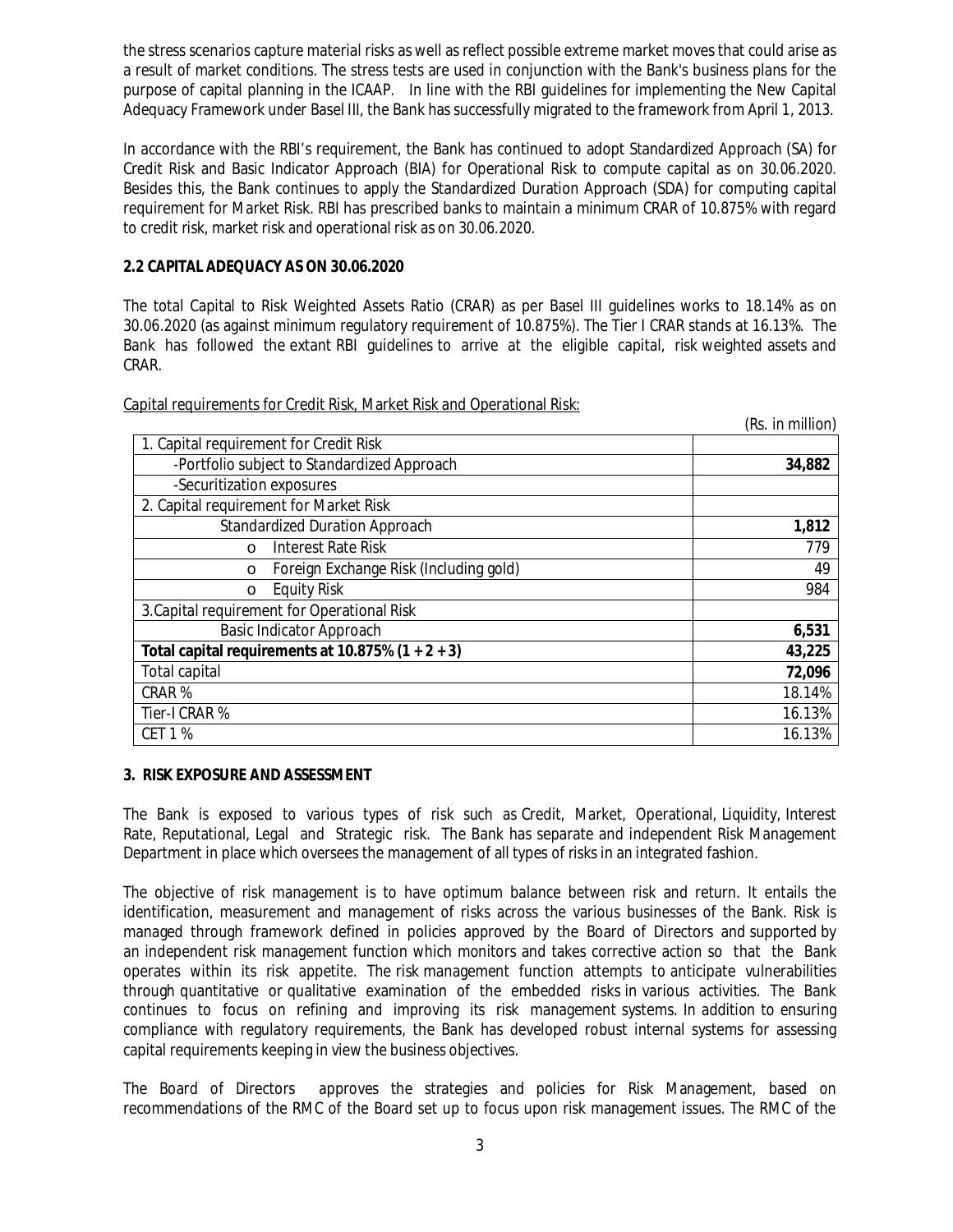the stress scenarios capture material risks as well as reflect possible extreme market moves that could arise as a result of market conditions. The stress tests are used in conjunction with the Bank's business plans for the purpose of capital planning in the ICAAP. In line with the RBI guidelines for implementing the New Capital Adequacy Framework under Basel III, the Bank has successfully migrated to the framework from April 1, 2013.

In accordance with the RBI's requirement, the Bank has continued to adopt Standardized Approach (SA) for Credit Risk and Basic Indicator Approach (BIA) for Operational Risk to compute capital as on 30.06.2020. Besides this, the Bank continues to apply the Standardized Duration Approach (SDA) for computing capital requirement for Market Risk. RBI has prescribed banks to maintain a minimum CRAR of 10.875% with regard to credit risk, market risk and operational risk as on 30.06.2020.

### 2.2 CAPITAL ADEQUACY AS ON 30.06.2020

The total Capital to Risk Weighted Assets Ratio (CRAR) as per Basel III guidelines works to 18.14% as on 30.06.2020 (as against minimum regulatory requirement of 10.875%). The Tier I CRAR stands at 16.13%. The Bank has followed the extant RBI guidelines to arrive at the eligible capital, risk weighted assets and CRAR.

Capital requirements for Credit Risk, Market Risk and Operational Risk:

(Rs. in million)

| | |
|---|---|
| 1. Capital requirement for Credit Risk | |
| -Portfolio subject to Standardized Approach | **34,882** |
| -Securitization exposures | |
| 2. Capital requirement for Market Risk | |
| Standardized Duration Approach | **1,812** |
| o Interest Rate Risk | 779 |
| o Foreign Exchange Risk (Including gold) | 49 |
| o Equity Risk | 984 |
| 3.Capital requirement for Operational Risk | |
| Basic Indicator Approach | **6,531** |
| **Total capital requirements at 10.875% (1 + 2 + 3)** | **43,225** |
| Total capital | **72,096** |
| CRAR % | 18.14% |
| Tier-I CRAR % | 16.13% |
| CET 1 % | 16.13% |

### 3. RISK EXPOSURE AND ASSESSMENT

The Bank is exposed to various types of risk such as Credit, Market, Operational, Liquidity, Interest Rate, Reputational, Legal and Strategic risk. The Bank has separate and independent Risk Management Department in place which oversees the management of all types of risks in an integrated fashion.

The objective of risk management is to have optimum balance between risk and return. It entails the identification, measurement and management of risks across the various businesses of the Bank. Risk is managed through framework defined in policies approved by the Board of Directors and supported by an independent risk management function which monitors and takes corrective action so that the Bank operates within its risk appetite. The risk management function attempts to anticipate vulnerabilities through quantitative or qualitative examination of the embedded risks in various activities. The Bank continues to focus on refining and improving its risk management systems. In addition to ensuring compliance with regulatory requirements, the Bank has developed robust internal systems for assessing capital requirements keeping in view the business objectives.

The Board of Directors approves the strategies and policies for Risk Management, based on recommendations of the RMC of the Board set up to focus upon risk management issues. The RMC of the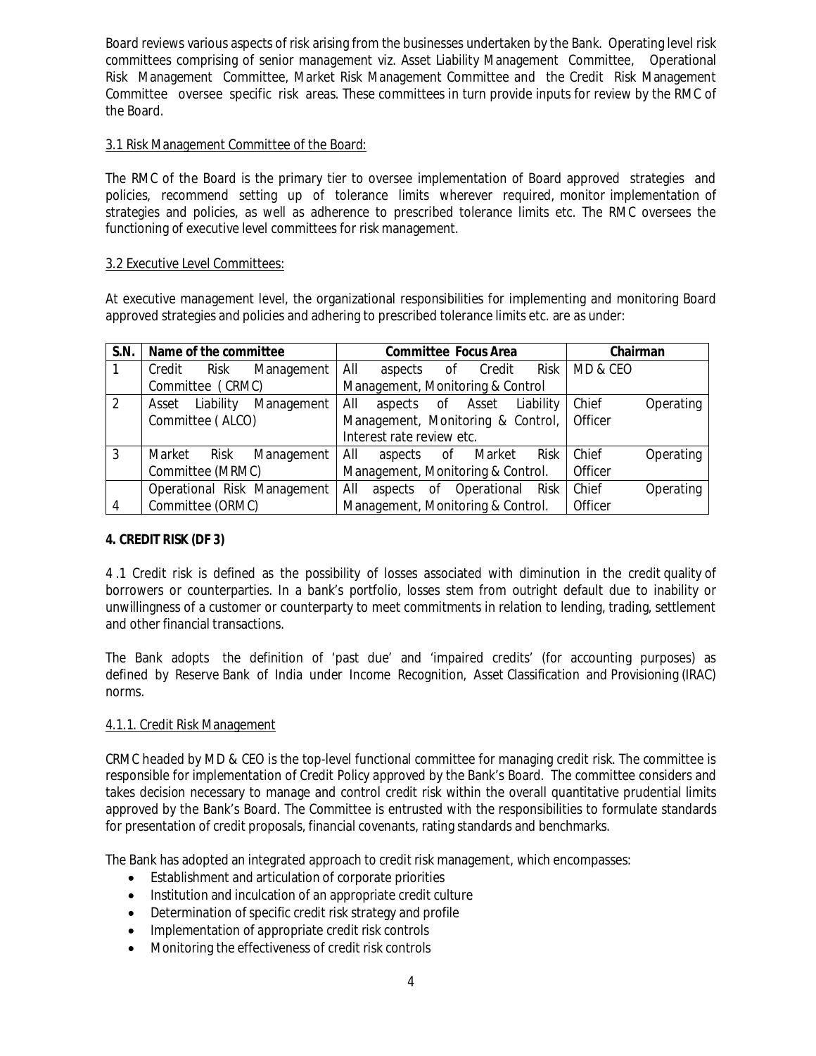Board reviews various aspects of risk arising from the businesses undertaken by the Bank. Operating level risk committees comprising of senior management viz. Asset Liability Management Committee, Operational Risk Management Committee, Market Risk Management Committee and the Credit Risk Management Committee oversee specific risk areas. These committees in turn provide inputs for review by the RMC of the Board.

### 3.1 Risk Management Committee of the Board:

The RMC of the Board is the primary tier to oversee implementation of Board approved strategies and policies, recommend setting up of tolerance limits wherever required, monitor implementation of strategies and policies, as well as adherence to prescribed tolerance limits etc. The RMC oversees the functioning of executive level committees for risk management.

### 3.2 Executive Level Committees:

At executive management level, the organizational responsibilities for implementing and monitoring Board approved strategies and policies and adhering to prescribed tolerance limits etc. are as under:

| S.N. | Name of the committee | Committee Focus Area | Chairman |
|---|---|---|---|
| 1 | Credit Risk Management Committee ( CRMC) | All aspects of Credit Risk Management, Monitoring & Control | MD & CEO |
| 2 | Asset Liability Management Committee ( ALCO) | All aspects of Asset Liability Management, Monitoring & Control, Interest rate review etc. | Chief Operating Officer |
| 3 | Market Risk Management Committee (MRMC) | All aspects of Market Risk Management, Monitoring & Control. | Chief Operating Officer |
| 4 | Operational Risk Management Committee (ORMC) | All aspects of Operational Risk Management, Monitoring & Control. | Chief Operating Officer |

## 4. CREDIT RISK (DF 3)

4 .1 Credit risk is defined as the possibility of losses associated with diminution in the credit quality of borrowers or counterparties. In a bank's portfolio, losses stem from outright default due to inability or unwillingness of a customer or counterparty to meet commitments in relation to lending, trading, settlement and other financial transactions.

The Bank adopts the definition of 'past due' and 'impaired credits' (for accounting purposes) as defined by Reserve Bank of India under Income Recognition, Asset Classification and Provisioning (IRAC) norms.

### 4.1.1. Credit Risk Management

CRMC headed by MD & CEO is the top-level functional committee for managing credit risk. The committee is responsible for implementation of Credit Policy approved by the Bank's Board. The committee considers and takes decision necessary to manage and control credit risk within the overall quantitative prudential limits approved by the Bank's Board. The Committee is entrusted with the responsibilities to formulate standards for presentation of credit proposals, financial covenants, rating standards and benchmarks.

The Bank has adopted an integrated approach to credit risk management, which encompasses:

- Establishment and articulation of corporate priorities
- Institution and inculcation of an appropriate credit culture
- Determination of specific credit risk strategy and profile
- Implementation of appropriate credit risk controls
- Monitoring the effectiveness of credit risk controls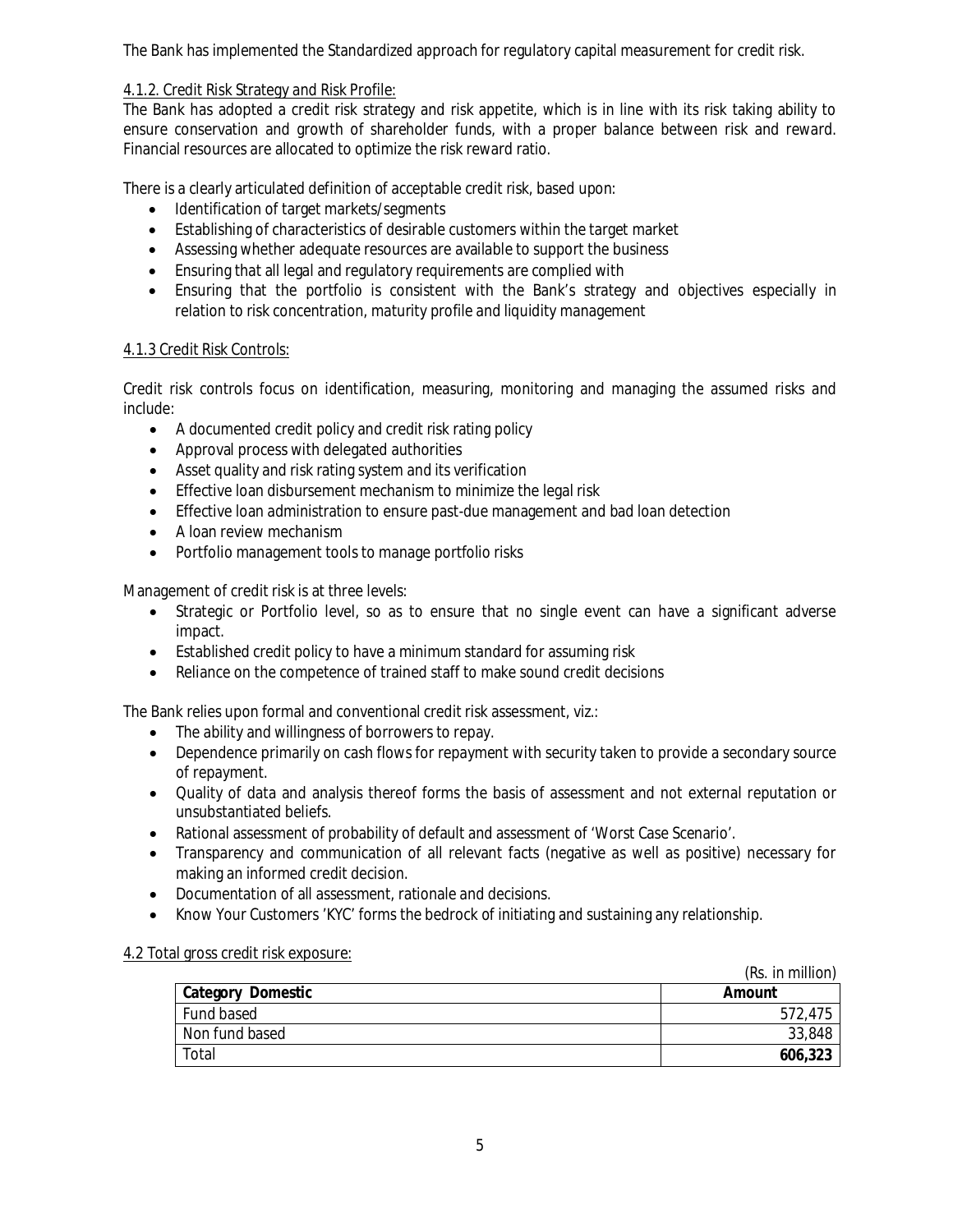The Bank has implemented the Standardized approach for regulatory capital measurement for credit risk.

### 4.1.2. Credit Risk Strategy and Risk Profile:

The Bank has adopted a credit risk strategy and risk appetite, which is in line with its risk taking ability to ensure conservation and growth of shareholder funds, with a proper balance between risk and reward. Financial resources are allocated to optimize the risk reward ratio.

There is a clearly articulated definition of acceptable credit risk, based upon:

- Identification of target markets/segments
- Establishing of characteristics of desirable customers within the target market
- Assessing whether adequate resources are available to support the business
- Ensuring that all legal and regulatory requirements are complied with
- Ensuring that the portfolio is consistent with the Bank's strategy and objectives especially in relation to risk concentration, maturity profile and liquidity management

### 4.1.3 Credit Risk Controls:

Credit risk controls focus on identification, measuring, monitoring and managing the assumed risks and include:

- A documented credit policy and credit risk rating policy
- Approval process with delegated authorities
- Asset quality and risk rating system and its verification
- Effective loan disbursement mechanism to minimize the legal risk
- Effective loan administration to ensure past-due management and bad loan detection
- A loan review mechanism
- Portfolio management tools to manage portfolio risks

Management of credit risk is at three levels:

- Strategic or Portfolio level, so as to ensure that no single event can have a significant adverse impact.
- Established credit policy to have a minimum standard for assuming risk
- Reliance on the competence of trained staff to make sound credit decisions

The Bank relies upon formal and conventional credit risk assessment, viz.:

- The ability and willingness of borrowers to repay.
- Dependence primarily on cash flows for repayment with security taken to provide a secondary source of repayment.
- Quality of data and analysis thereof forms the basis of assessment and not external reputation or unsubstantiated beliefs.
- Rational assessment of probability of default and assessment of 'Worst Case Scenario'.
- Transparency and communication of all relevant facts (negative as well as positive) necessary for making an informed credit decision.
- Documentation of all assessment, rationale and decisions.
- Know Your Customers 'KYC' forms the bedrock of initiating and sustaining any relationship.

### 4.2 Total gross credit risk exposure:

(Rs. in million)

| Category Domestic | Amount |
|---|---|
| Fund based | 572,475 |
| Non fund based | 33,848 |
| Total | **606,323** |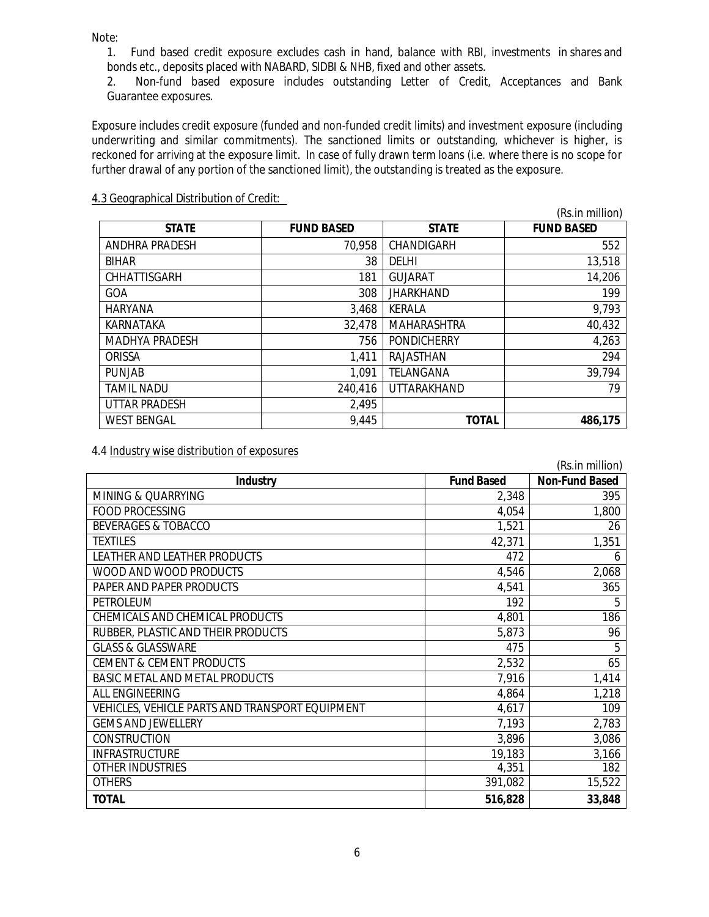Note:

1. Fund based credit exposure excludes cash in hand, balance with RBI, investments in shares and bonds etc., deposits placed with NABARD, SIDBI & NHB, fixed and other assets.
2. Non-fund based exposure includes outstanding Letter of Credit, Acceptances and Bank Guarantee exposures.

Exposure includes credit exposure (funded and non-funded credit limits) and investment exposure (including underwriting and similar commitments). The sanctioned limits or outstanding, whichever is higher, is reckoned for arriving at the exposure limit. In case of fully drawn term loans (i.e. where there is no scope for further drawal of any portion of the sanctioned limit), the outstanding is treated as the exposure.

4.3 Geographical Distribution of Credit:

(Rs.in million)

| STATE | FUND BASED | STATE | FUND BASED |
|---|---|---|---|
| ANDHRA PRADESH | 70,958 | CHANDIGARH | 552 |
| BIHAR | 38 | DELHI | 13,518 |
| CHHATTISGARH | 181 | GUJARAT | 14,206 |
| GOA | 308 | JHARKHAND | 199 |
| HARYANA | 3,468 | KERALA | 9,793 |
| KARNATAKA | 32,478 | MAHARASHTRA | 40,432 |
| MADHYA PRADESH | 756 | PONDICHERRY | 4,263 |
| ORISSA | 1,411 | RAJASTHAN | 294 |
| PUNJAB | 1,091 | TELANGANA | 39,794 |
| TAMIL NADU | 240,416 | UTTARAKHAND | 79 |
| UTTAR PRADESH | 2,495 | | |
| WEST BENGAL | 9,445 | **TOTAL** | **486,175** |

4.4 Industry wise distribution of exposures

(Rs.in million)

| Industry | Fund Based | Non-Fund Based |
|---|---|---|
| MINING & QUARRYING | 2,348 | 395 |
| FOOD PROCESSING | 4,054 | 1,800 |
| BEVERAGES & TOBACCO | 1,521 | 26 |
| TEXTILES | 42,371 | 1,351 |
| LEATHER AND LEATHER PRODUCTS | 472 | 6 |
| WOOD AND WOOD PRODUCTS | 4,546 | 2,068 |
| PAPER AND PAPER PRODUCTS | 4,541 | 365 |
| PETROLEUM | 192 | 5 |
| CHEMICALS AND CHEMICAL PRODUCTS | 4,801 | 186 |
| RUBBER, PLASTIC AND THEIR PRODUCTS | 5,873 | 96 |
| GLASS & GLASSWARE | 475 | 5 |
| CEMENT & CEMENT PRODUCTS | 2,532 | 65 |
| BASIC METAL AND METAL PRODUCTS | 7,916 | 1,414 |
| ALL ENGINEERING | 4,864 | 1,218 |
| VEHICLES, VEHICLE PARTS AND TRANSPORT EQUIPMENT | 4,617 | 109 |
| GEMS AND JEWELLERY | 7,193 | 2,783 |
| CONSTRUCTION | 3,896 | 3,086 |
| INFRASTRUCTURE | 19,183 | 3,166 |
| OTHER INDUSTRIES | 4,351 | 182 |
| OTHERS | 391,082 | 15,522 |
| **TOTAL** | **516,828** | **33,848** |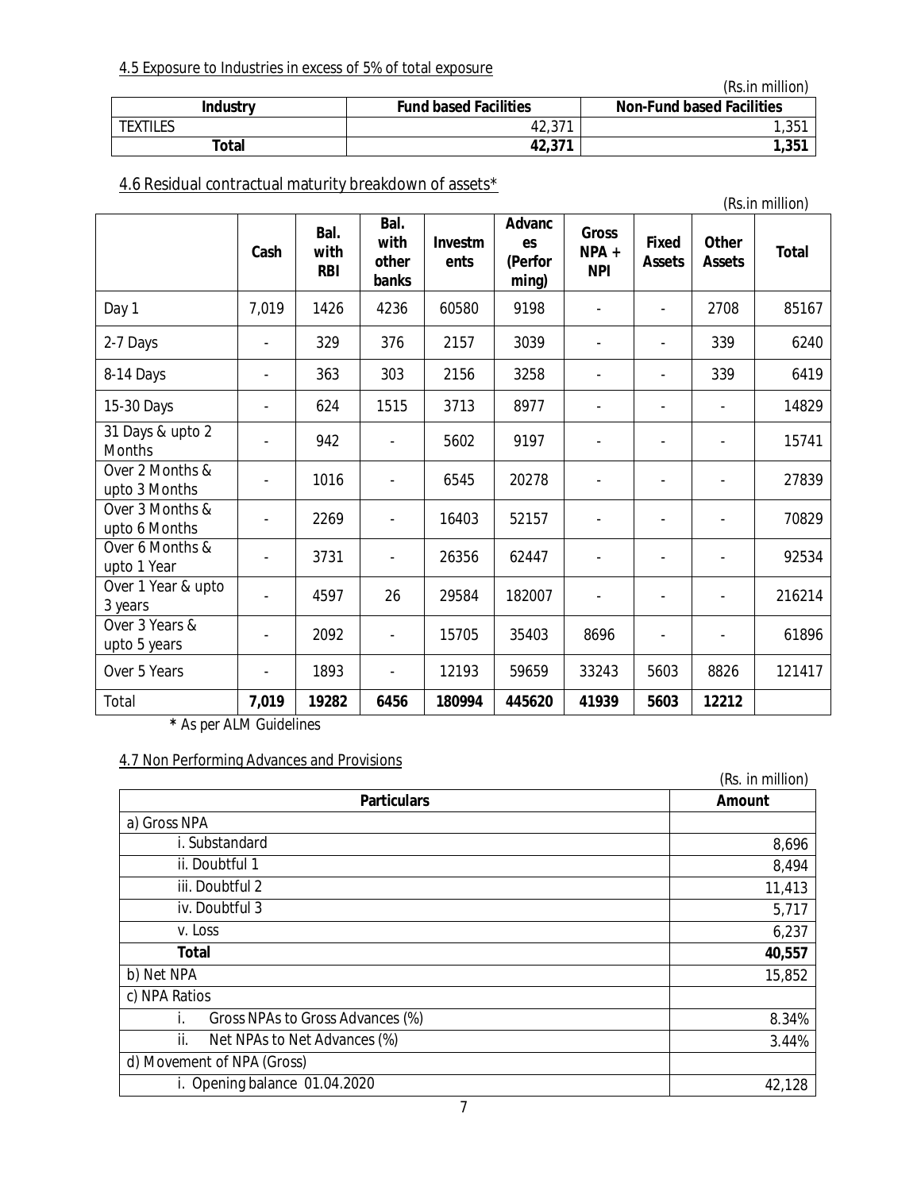4.5 Exposure to Industries in excess of 5% of total exposure

(Rs.in million)

| Industry | Fund based Facilities | Non-Fund based Facilities |
|---|---|---|
| TEXTILES | 42,371 | 1,351 |
| **Total** | **42,371** | **1,351** |

4.6 Residual contractual maturity breakdown of assets*

(Rs.in million)

| | Cash | Bal. with RBI | Bal. with other banks | Investments | Advances (Performing) | Gross NPA + NPI | Fixed Assets | Other Assets | Total |
|---|---|---|---|---|---|---|---|---|---|
| Day 1 | 7,019 | 1426 | 4236 | 60580 | 9198 | - | - | 2708 | 85167 |
| 2-7 Days | - | 329 | 376 | 2157 | 3039 | - | - | 339 | 6240 |
| 8-14 Days | - | 363 | 303 | 2156 | 3258 | - | - | 339 | 6419 |
| 15-30 Days | - | 624 | 1515 | 3713 | 8977 | - | - | - | 14829 |
| 31 Days & upto 2 Months | - | 942 | - | 5602 | 9197 | - | - | - | 15741 |
| Over 2 Months & upto 3 Months | - | 1016 | - | 6545 | 20278 | - | - | - | 27839 |
| Over 3 Months & upto 6 Months | - | 2269 | - | 16403 | 52157 | - | - | - | 70829 |
| Over 6 Months & upto 1 Year | - | 3731 | - | 26356 | 62447 | - | - | - | 92534 |
| Over 1 Year & upto 3 years | - | 4597 | 26 | 29584 | 182007 | - | - | - | 216214 |
| Over 3 Years & upto 5 years | - | 2092 | - | 15705 | 35403 | 8696 | - | - | 61896 |
| Over 5 Years | - | 1893 | - | 12193 | 59659 | 33243 | 5603 | 8826 | 121417 |
| Total | **7,019** | **19282** | **6456** | **180994** | **445620** | **41939** | **5603** | **12212** | |

**\*** As per ALM Guidelines

4.7 Non Performing Advances and Provisions

(Rs. in million)

| Particulars | Amount |
|---|---|
| a) Gross NPA | |
| i. Substandard | 8,696 |
| ii. Doubtful 1 | 8,494 |
| iii. Doubtful 2 | 11,413 |
| iv. Doubtful 3 | 5,717 |
| v. Loss | 6,237 |
| **Total** | **40,557** |
| b) Net NPA | 15,852 |
| c) NPA Ratios | |
| i. Gross NPAs to Gross Advances (%) | 8.34% |
| ii. Net NPAs to Net Advances (%) | 3.44% |
| d) Movement of NPA (Gross) | |
| i. Opening balance 01.04.2020 | 42,128 |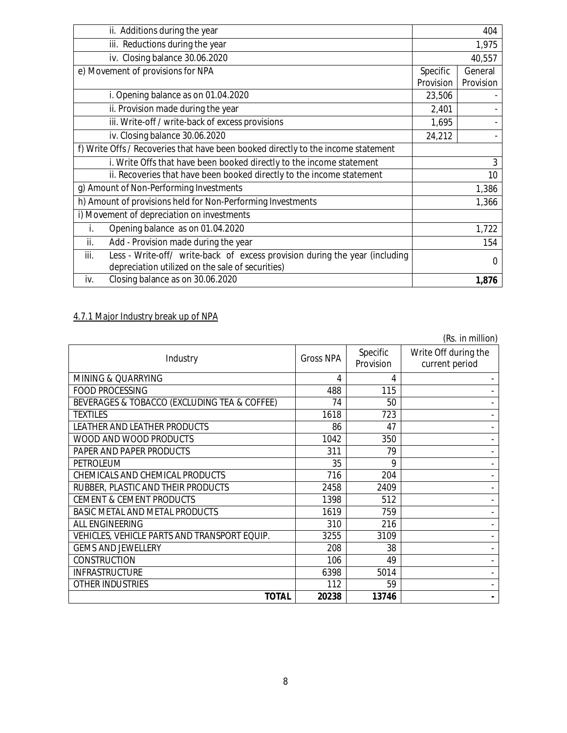| | | |
|---|---|---|
| ii. Additions during the year | 404 | |
| iii. Reductions during the year | 1,975 | |
| iv. Closing balance 30.06.2020 | 40,557 | |
| e) Movement of provisions for NPA | Specific Provision | General Provision |
| i. Opening balance as on 01.04.2020 | 23,506 | - |
| ii. Provision made during the year | 2,401 | - |
| iii. Write-off / write-back of excess provisions | 1,695 | - |
| iv. Closing balance 30.06.2020 | 24,212 | - |
| f) Write Offs / Recoveries that have been booked directly to the income statement | | |
| i. Write Offs that have been booked directly to the income statement | 3 | |
| ii. Recoveries that have been booked directly to the income statement | 10 | |
| g) Amount of Non-Performing Investments | 1,386 | |
| h) Amount of provisions held for Non-Performing Investments | 1,366 | |
| i) Movement of depreciation on investments | | |
| i. Opening balance as on 01.04.2020 | 1,722 | |
| ii. Add - Provision made during the year | 154 | |
| iii. Less - Write-off/ write-back of excess provision during the year (including depreciation utilized on the sale of securities) | 0 | |
| iv. Closing balance as on 30.06.2020 | **1,876** | |

4.7.1 Major Industry break up of NPA

(Rs. in million)

| Industry | Gross NPA | Specific Provision | Write Off during the current period |
|---|---|---|---|
| MINING & QUARRYING | 4 | 4 | - |
| FOOD PROCESSING | 488 | 115 | - |
| BEVERAGES & TOBACCO (EXCLUDING TEA & COFFEE) | 74 | 50 | - |
| TEXTILES | 1618 | 723 | - |
| LEATHER AND LEATHER PRODUCTS | 86 | 47 | - |
| WOOD AND WOOD PRODUCTS | 1042 | 350 | - |
| PAPER AND PAPER PRODUCTS | 311 | 79 | - |
| PETROLEUM | 35 | 9 | - |
| CHEMICALS AND CHEMICAL PRODUCTS | 716 | 204 | - |
| RUBBER, PLASTIC AND THEIR PRODUCTS | 2458 | 2409 | - |
| CEMENT & CEMENT PRODUCTS | 1398 | 512 | - |
| BASIC METAL AND METAL PRODUCTS | 1619 | 759 | - |
| ALL ENGINEERING | 310 | 216 | - |
| VEHICLES, VEHICLE PARTS AND TRANSPORT EQUIP. | 3255 | 3109 | - |
| GEMS AND JEWELLERY | 208 | 38 | - |
| CONSTRUCTION | 106 | 49 | - |
| INFRASTRUCTURE | 6398 | 5014 | - |
| OTHER INDUSTRIES | 112 | 59 | - |
| **TOTAL** | **20238** | **13746** | **-** |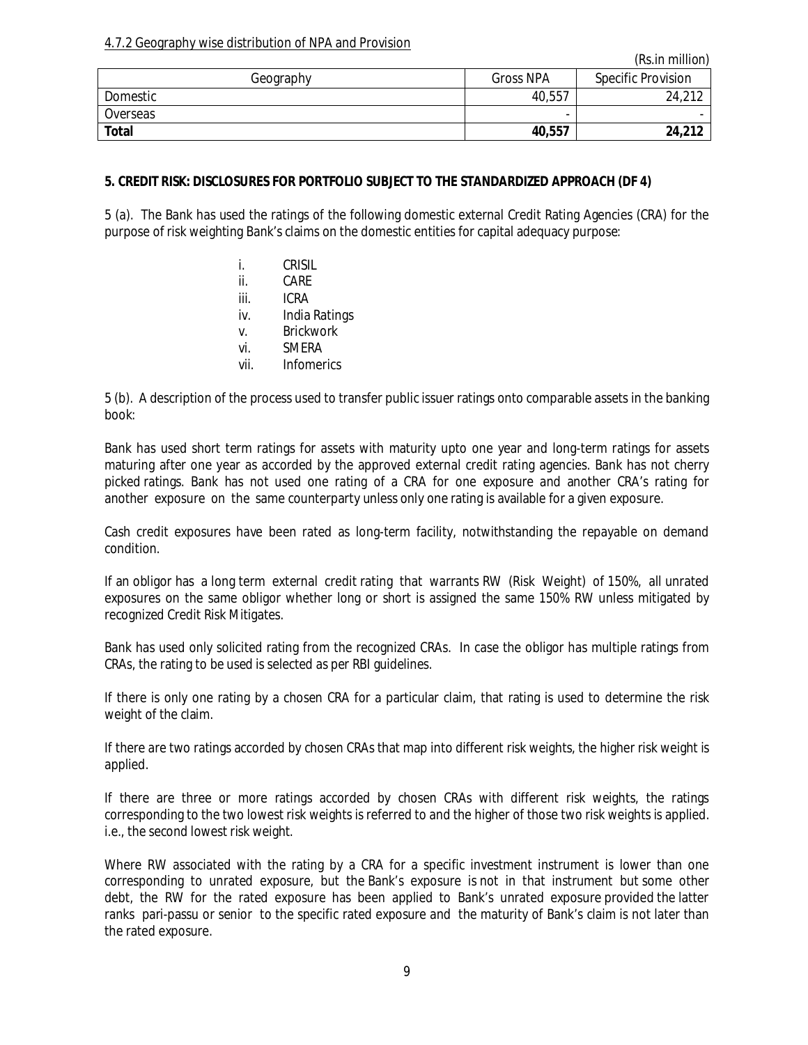#### 4.7.2 Geography wise distribution of NPA and Provision

(Rs.in million)

| Geography | Gross NPA | Specific Provision |
|---|---|---|
| Domestic | 40,557 | 24,212 |
| Overseas | - | - |
| **Total** | **40,557** | **24,212** |

## 5. CREDIT RISK: DISCLOSURES FOR PORTFOLIO SUBJECT TO THE STANDARDIZED APPROACH (DF 4)

5 (a). The Bank has used the ratings of the following domestic external Credit Rating Agencies (CRA) for the purpose of risk weighting Bank's claims on the domestic entities for capital adequacy purpose:

- i. CRISIL
- ii. CARE
- iii. ICRA
- iv. India Ratings
- v. Brickwork
- vi. SMERA
- vii. Infomerics

5 (b). A description of the process used to transfer public issuer ratings onto comparable assets in the banking book:

Bank has used short term ratings for assets with maturity upto one year and long-term ratings for assets maturing after one year as accorded by the approved external credit rating agencies. Bank has not cherry picked ratings. Bank has not used one rating of a CRA for one exposure and another CRA's rating for another exposure on the same counterparty unless only one rating is available for a given exposure.

Cash credit exposures have been rated as long-term facility, notwithstanding the repayable on demand condition.

If an obligor has a long term external credit rating that warrants RW (Risk Weight) of 150%, all unrated exposures on the same obligor whether long or short is assigned the same 150% RW unless mitigated by recognized Credit Risk Mitigates.

Bank has used only solicited rating from the recognized CRAs. In case the obligor has multiple ratings from CRAs, the rating to be used is selected as per RBI guidelines.

If there is only one rating by a chosen CRA for a particular claim, that rating is used to determine the risk weight of the claim.

If there are two ratings accorded by chosen CRAs that map into different risk weights, the higher risk weight is applied.

If there are three or more ratings accorded by chosen CRAs with different risk weights, the ratings corresponding to the two lowest risk weights is referred to and the higher of those two risk weights is applied. i.e., the second lowest risk weight.

Where RW associated with the rating by a CRA for a specific investment instrument is lower than one corresponding to unrated exposure, but the Bank's exposure is not in that instrument but some other debt, the RW for the rated exposure has been applied to Bank's unrated exposure provided the latter ranks pari-passu or senior to the specific rated exposure and the maturity of Bank's claim is not later than the rated exposure.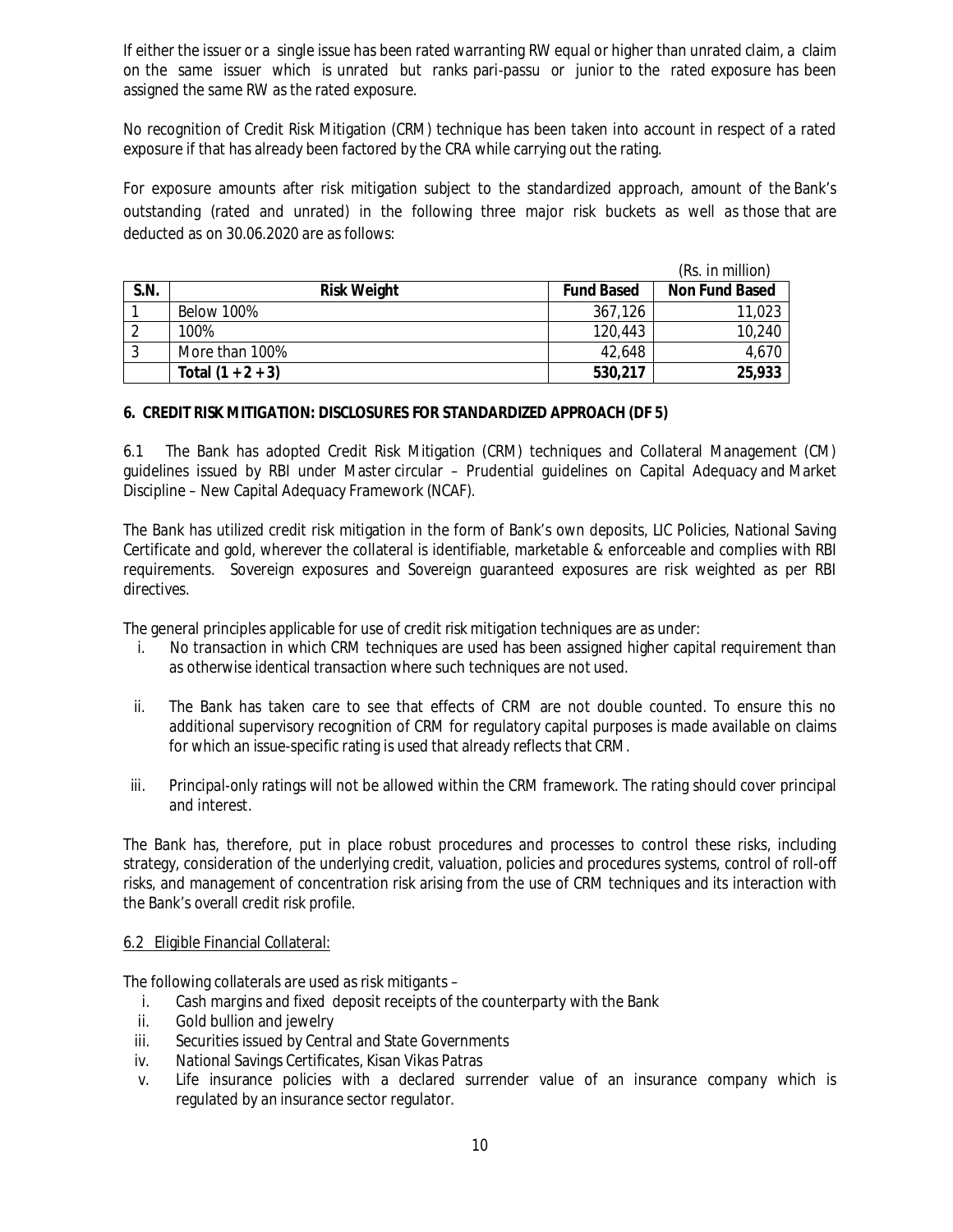If either the issuer or a single issue has been rated warranting RW equal or higher than unrated claim, a claim on the same issuer which is unrated but ranks pari-passu or junior to the rated exposure has been assigned the same RW as the rated exposure.

No recognition of Credit Risk Mitigation (CRM) technique has been taken into account in respect of a rated exposure if that has already been factored by the CRA while carrying out the rating.

For exposure amounts after risk mitigation subject to the standardized approach, amount of the Bank's outstanding (rated and unrated) in the following three major risk buckets as well as those that are deducted as on 30.06.2020 are as follows:

(Rs. in million)

| S.N. | Risk Weight | Fund Based | Non Fund Based |
|---|---|---|---|
| 1 | Below 100% | 367,126 | 11,023 |
| 2 | 100% | 120,443 | 10,240 |
| 3 | More than 100% | 42,648 | 4,670 |
| | **Total (1 + 2 + 3)** | **530,217** | **25,933** |

## 6. CREDIT RISK MITIGATION: DISCLOSURES FOR STANDARDIZED APPROACH (DF 5)

6.1 The Bank has adopted Credit Risk Mitigation (CRM) techniques and Collateral Management (CM) guidelines issued by RBI under Master circular – Prudential guidelines on Capital Adequacy and Market Discipline – New Capital Adequacy Framework (NCAF).

The Bank has utilized credit risk mitigation in the form of Bank's own deposits, LIC Policies, National Saving Certificate and gold, wherever the collateral is identifiable, marketable & enforceable and complies with RBI requirements. Sovereign exposures and Sovereign guaranteed exposures are risk weighted as per RBI directives.

The general principles applicable for use of credit risk mitigation techniques are as under:

i. No transaction in which CRM techniques are used has been assigned higher capital requirement than as otherwise identical transaction where such techniques are not used.

ii. The Bank has taken care to see that effects of CRM are not double counted. To ensure this no additional supervisory recognition of CRM for regulatory capital purposes is made available on claims for which an issue-specific rating is used that already reflects that CRM.

iii. Principal-only ratings will not be allowed within the CRM framework. The rating should cover principal and interest.

The Bank has, therefore, put in place robust procedures and processes to control these risks, including strategy, consideration of the underlying credit, valuation, policies and procedures systems, control of roll-off risks, and management of concentration risk arising from the use of CRM techniques and its interaction with the Bank's overall credit risk profile.

6.2 Eligible Financial Collateral:

The following collaterals are used as risk mitigants –

i. Cash margins and fixed deposit receipts of the counterparty with the Bank
ii. Gold bullion and jewelry
iii. Securities issued by Central and State Governments
iv. National Savings Certificates, Kisan Vikas Patras
v. Life insurance policies with a declared surrender value of an insurance company which is regulated by an insurance sector regulator.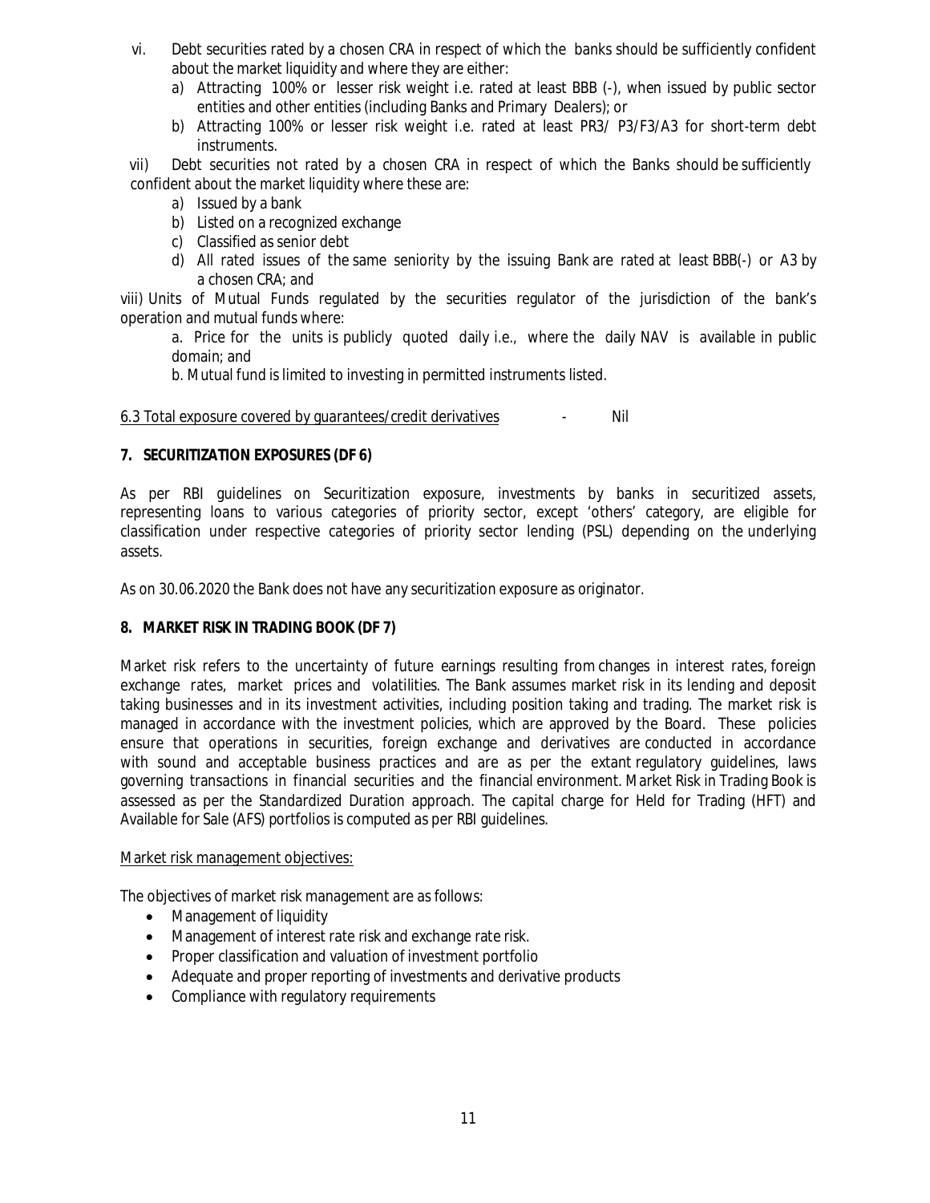vi. Debt securities rated by a chosen CRA in respect of which the banks should be sufficiently confident about the market liquidity and where they are either:

   a) Attracting 100% or lesser risk weight i.e. rated at least BBB (-), when issued by public sector entities and other entities (including Banks and Primary Dealers); or
   b) Attracting 100% or lesser risk weight i.e. rated at least PR3/ P3/F3/A3 for short-term debt instruments.

vii) Debt securities not rated by a chosen CRA in respect of which the Banks should be sufficiently confident about the market liquidity where these are:

   a) Issued by a bank
   b) Listed on a recognized exchange
   c) Classified as senior debt
   d) All rated issues of the same seniority by the issuing Bank are rated at least BBB(-) or A3 by a chosen CRA; and

viii) Units of Mutual Funds regulated by the securities regulator of the jurisdiction of the bank's operation and mutual funds where:

   a. Price for the units is publicly quoted daily i.e., where the daily NAV is available in public domain; and

   b. Mutual fund is limited to investing in permitted instruments listed.

6.3 Total exposure covered by guarantees/credit derivatives - Nil

## 7. SECURITIZATION EXPOSURES (DF 6)

As per RBI guidelines on Securitization exposure, investments by banks in securitized assets, representing loans to various categories of priority sector, except 'others' category, are eligible for classification under respective categories of priority sector lending (PSL) depending on the underlying assets.

As on 30.06.2020 the Bank does not have any securitization exposure as originator.

## 8. MARKET RISK IN TRADING BOOK (DF 7)

Market risk refers to the uncertainty of future earnings resulting from changes in interest rates, foreign exchange rates, market prices and volatilities. The Bank assumes market risk in its lending and deposit taking businesses and in its investment activities, including position taking and trading. The market risk is managed in accordance with the investment policies, which are approved by the Board. These policies ensure that operations in securities, foreign exchange and derivatives are conducted in accordance with sound and acceptable business practices and are as per the extant regulatory guidelines, laws governing transactions in financial securities and the financial environment. Market Risk in Trading Book is assessed as per the Standardized Duration approach. The capital charge for Held for Trading (HFT) and Available for Sale (AFS) portfolios is computed as per RBI guidelines.

Market risk management objectives:

The objectives of market risk management are as follows:

- Management of liquidity
- Management of interest rate risk and exchange rate risk.
- Proper classification and valuation of investment portfolio
- Adequate and proper reporting of investments and derivative products
- Compliance with regulatory requirements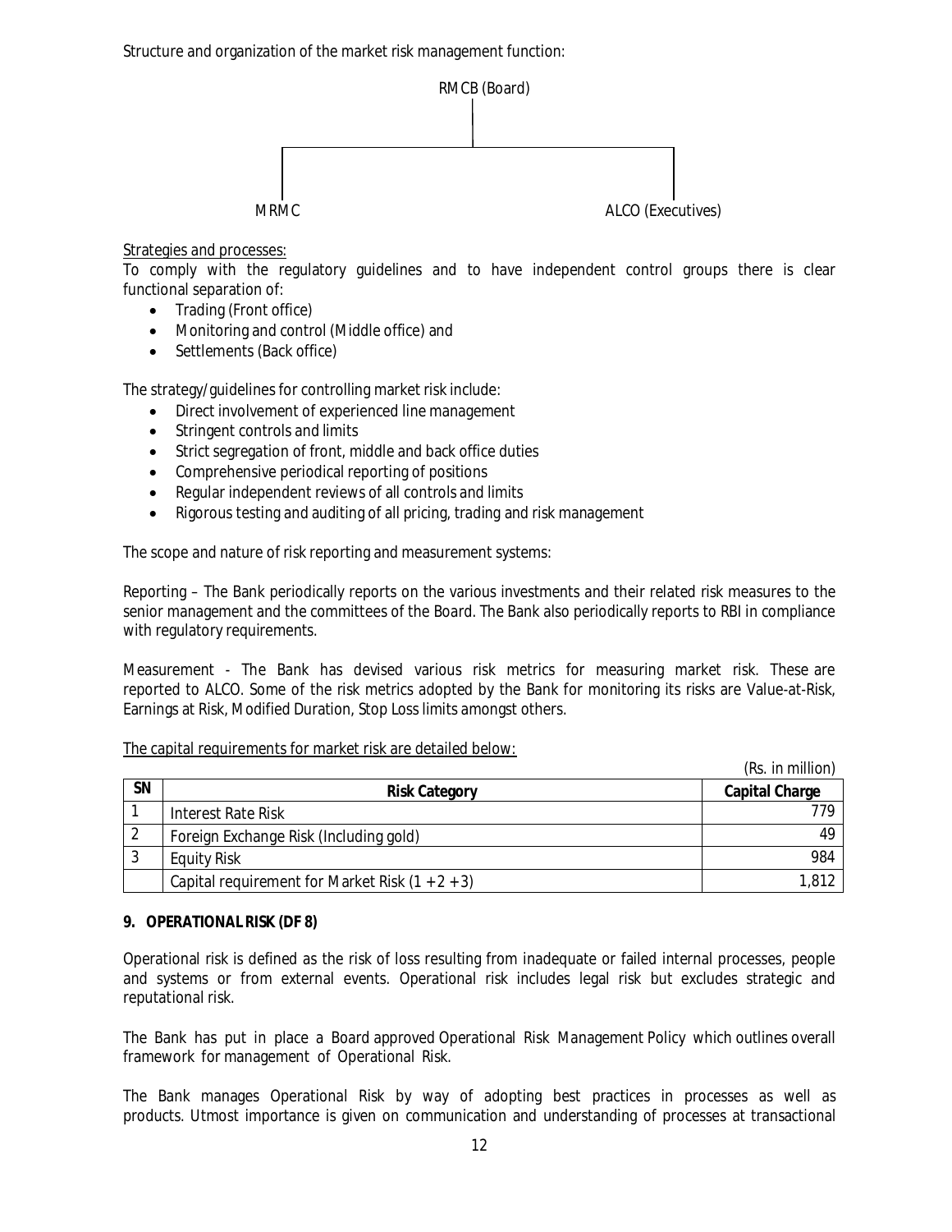Structure and organization of the market risk management function:

RMCB (Board)

MRMC    ALCO (Executives)

Strategies and processes:

To comply with the regulatory guidelines and to have independent control groups there is clear functional separation of:

- Trading (Front office)
- Monitoring and control (Middle office) and
- Settlements (Back office)

The strategy/guidelines for controlling market risk include:

- Direct involvement of experienced line management
- Stringent controls and limits
- Strict segregation of front, middle and back office duties
- Comprehensive periodical reporting of positions
- Regular independent reviews of all controls and limits
- Rigorous testing and auditing of all pricing, trading and risk management

The scope and nature of risk reporting and measurement systems:

Reporting – The Bank periodically reports on the various investments and their related risk measures to the senior management and the committees of the Board. The Bank also periodically reports to RBI in compliance with regulatory requirements.

Measurement - The Bank has devised various risk metrics for measuring market risk. These are reported to ALCO. Some of the risk metrics adopted by the Bank for monitoring its risks are Value-at-Risk, Earnings at Risk, Modified Duration, Stop Loss limits amongst others.

The capital requirements for market risk are detailed below:

(Rs. in million)

| SN | Risk Category | Capital Charge |
|---|---|---|
| 1 | Interest Rate Risk | 779 |
| 2 | Foreign Exchange Risk (Including gold) | 49 |
| 3 | Equity Risk | 984 |
| | Capital requirement for Market Risk (1 + 2 + 3) | 1,812 |

## 9. OPERATIONAL RISK (DF 8)

Operational risk is defined as the risk of loss resulting from inadequate or failed internal processes, people and systems or from external events. Operational risk includes legal risk but excludes strategic and reputational risk.

The Bank has put in place a Board approved Operational Risk Management Policy which outlines overall framework for management of Operational Risk.

The Bank manages Operational Risk by way of adopting best practices in processes as well as products. Utmost importance is given on communication and understanding of processes at transactional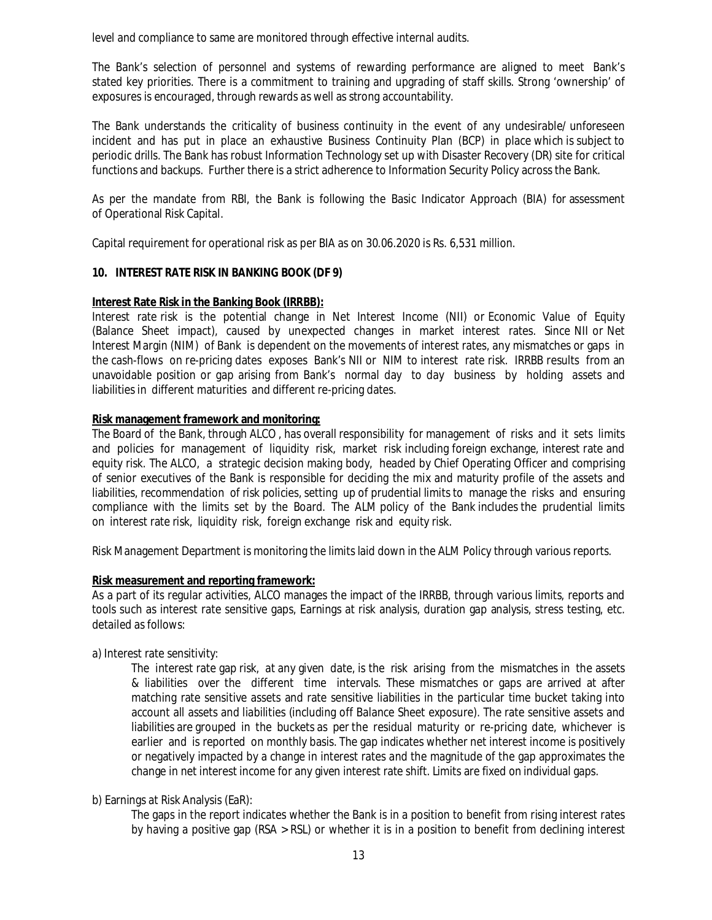level and compliance to same are monitored through effective internal audits.

The Bank's selection of personnel and systems of rewarding performance are aligned to meet Bank's stated key priorities. There is a commitment to training and upgrading of staff skills. Strong 'ownership' of exposures is encouraged, through rewards as well as strong accountability.

The Bank understands the criticality of business continuity in the event of any undesirable/ unforeseen incident and has put in place an exhaustive Business Continuity Plan (BCP) in place which is subject to periodic drills. The Bank has robust Information Technology set up with Disaster Recovery (DR) site for critical functions and backups. Further there is a strict adherence to Information Security Policy across the Bank.

As per the mandate from RBI, the Bank is following the Basic Indicator Approach (BIA) for assessment of Operational Risk Capital.

Capital requirement for operational risk as per BIA as on 30.06.2020 is Rs. 6,531 million.

## 10. INTEREST RATE RISK IN BANKING BOOK (DF 9)

**Interest Rate Risk in the Banking Book (IRRBB):**

Interest rate risk is the potential change in Net Interest Income (NII) or Economic Value of Equity (Balance Sheet impact), caused by unexpected changes in market interest rates. Since NII or Net Interest Margin (NIM) of Bank is dependent on the movements of interest rates, any mismatches or gaps in the cash-flows on re-pricing dates exposes Bank's NII or NIM to interest rate risk. IRRBB results from an unavoidable position or gap arising from Bank's normal day to day business by holding assets and liabilities in different maturities and different re-pricing dates.

**Risk management framework and monitoring:**

The Board of the Bank, through ALCO , has overall responsibility for management of risks and it sets limits and policies for management of liquidity risk, market risk including foreign exchange, interest rate and equity risk. The ALCO, a strategic decision making body, headed by Chief Operating Officer and comprising of senior executives of the Bank is responsible for deciding the mix and maturity profile of the assets and liabilities, recommendation of risk policies, setting up of prudential limits to manage the risks and ensuring compliance with the limits set by the Board. The ALM policy of the Bank includes the prudential limits on interest rate risk, liquidity risk, foreign exchange risk and equity risk.

Risk Management Department is monitoring the limits laid down in the ALM Policy through various reports.

**Risk measurement and reporting framework:**

As a part of its regular activities, ALCO manages the impact of the IRRBB, through various limits, reports and tools such as interest rate sensitive gaps, Earnings at risk analysis, duration gap analysis, stress testing, etc. detailed as follows:

a) Interest rate sensitivity:

The interest rate gap risk, at any given date, is the risk arising from the mismatches in the assets & liabilities over the different time intervals. These mismatches or gaps are arrived at after matching rate sensitive assets and rate sensitive liabilities in the particular time bucket taking into account all assets and liabilities (including off Balance Sheet exposure). The rate sensitive assets and liabilities are grouped in the buckets as per the residual maturity or re-pricing date, whichever is earlier and is reported on monthly basis. The gap indicates whether net interest income is positively or negatively impacted by a change in interest rates and the magnitude of the gap approximates the change in net interest income for any given interest rate shift. Limits are fixed on individual gaps.

b) Earnings at Risk Analysis (EaR):

The gaps in the report indicates whether the Bank is in a position to benefit from rising interest rates by having a positive gap (RSA > RSL) or whether it is in a position to benefit from declining interest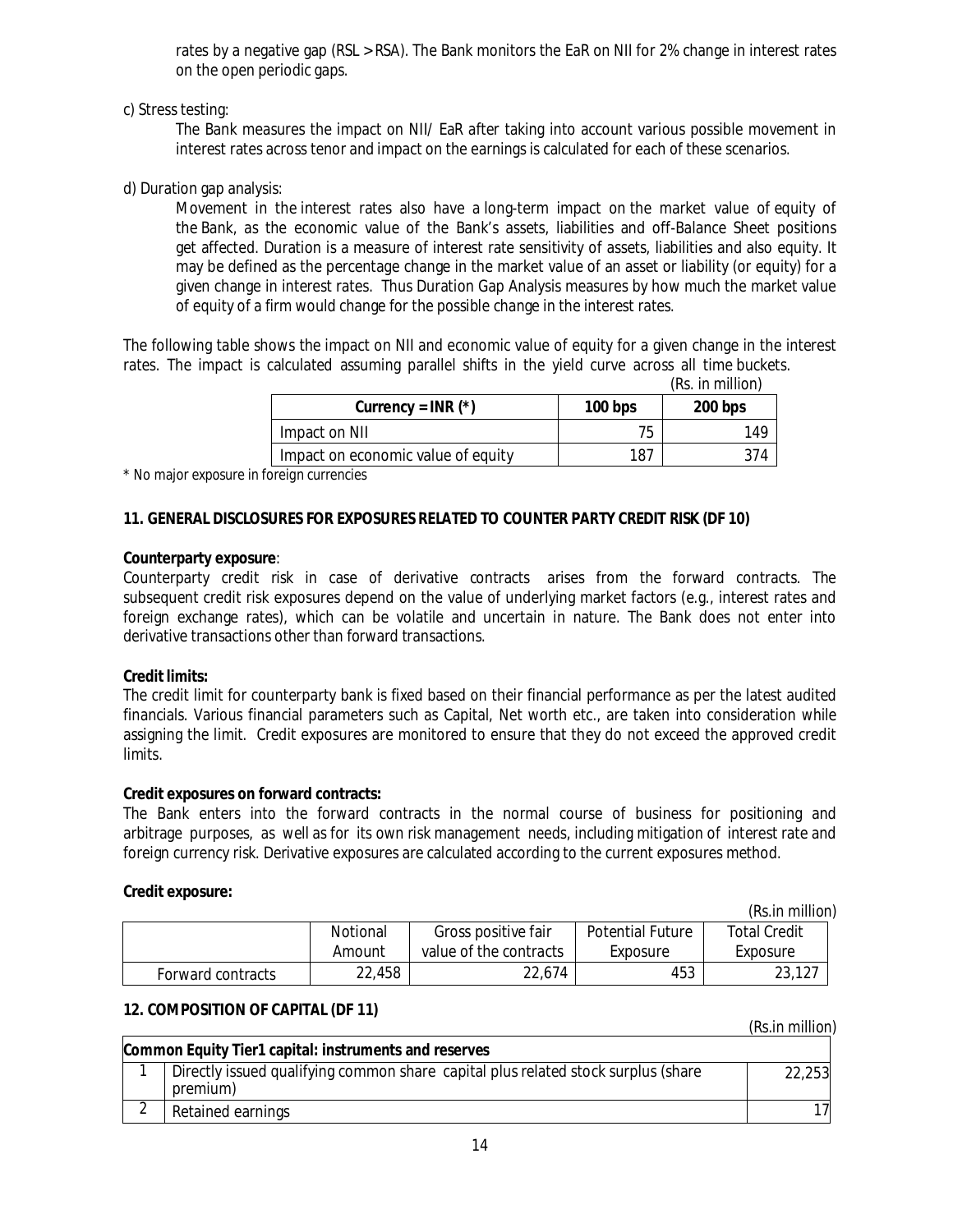rates by a negative gap (RSL > RSA). The Bank monitors the EaR on NII for 2% change in interest rates on the open periodic gaps.

c) Stress testing:

The Bank measures the impact on NII/ EaR after taking into account various possible movement in interest rates across tenor and impact on the earnings is calculated for each of these scenarios.

d) Duration gap analysis:

Movement in the interest rates also have a long-term impact on the market value of equity of the Bank, as the economic value of the Bank's assets, liabilities and off-Balance Sheet positions get affected. Duration is a measure of interest rate sensitivity of assets, liabilities and also equity. It may be defined as the percentage change in the market value of an asset or liability (or equity) for a given change in interest rates. Thus Duration Gap Analysis measures by how much the market value of equity of a firm would change for the possible change in the interest rates.

The following table shows the impact on NII and economic value of equity for a given change in the interest rates. The impact is calculated assuming parallel shifts in the yield curve across all time buckets.

(Rs. in million)

| Currency = INR (*) | 100 bps | 200 bps |
|---|---|---|
| Impact on NII | 75 | 149 |
| Impact on economic value of equity | 187 | 374 |

\* No major exposure in foreign currencies

## 11. GENERAL DISCLOSURES FOR EXPOSURES RELATED TO COUNTER PARTY CREDIT RISK (DF 10)

**Counterparty exposure**:

Counterparty credit risk in case of derivative contracts arises from the forward contracts. The subsequent credit risk exposures depend on the value of underlying market factors (e.g., interest rates and foreign exchange rates), which can be volatile and uncertain in nature. The Bank does not enter into derivative transactions other than forward transactions.

**Credit limits:**

The credit limit for counterparty bank is fixed based on their financial performance as per the latest audited financials. Various financial parameters such as Capital, Net worth etc., are taken into consideration while assigning the limit. Credit exposures are monitored to ensure that they do not exceed the approved credit limits.

**Credit exposures on forward contracts:**

The Bank enters into the forward contracts in the normal course of business for positioning and arbitrage purposes, as well as for its own risk management needs, including mitigation of interest rate and foreign currency risk. Derivative exposures are calculated according to the current exposures method.

**Credit exposure:**

(Rs.in million)

| | Notional Amount | Gross positive fair value of the contracts | Potential Future Exposure | Total Credit Exposure |
|---|---|---|---|---|
| Forward contracts | 22,458 | 22,674 | 453 | 23,127 |

## 12. COMPOSITION OF CAPITAL (DF 11)

(Rs.in million)

| Common Equity Tier1 capital: instruments and reserves | | |
|---|---|---|
| 1 | Directly issued qualifying common share capital plus related stock surplus (share premium) | 22,253 |
| 2 | Retained earnings | 17 |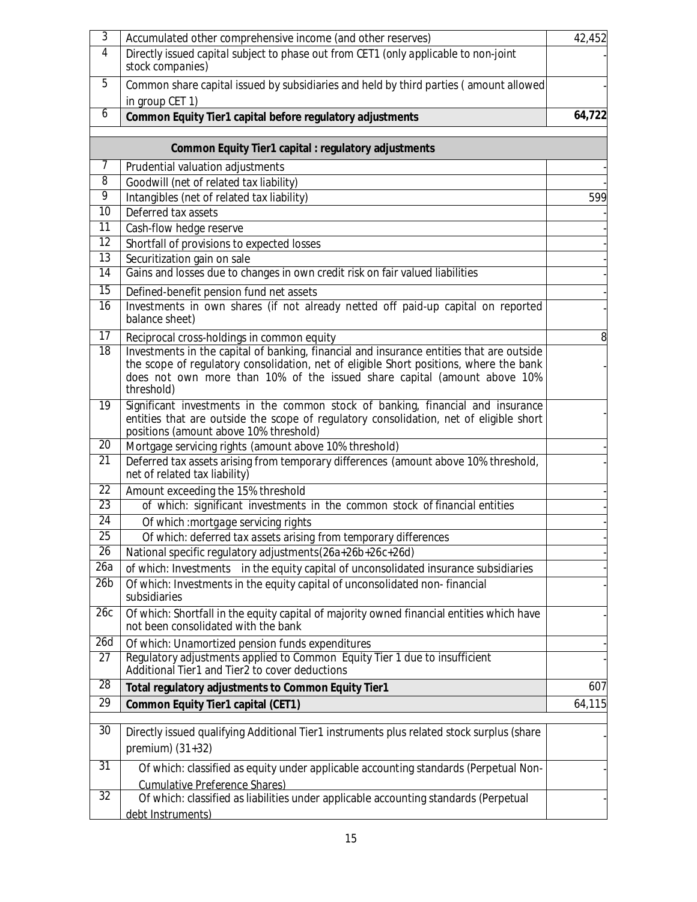| | | |
|---|---|---|
| 3 | Accumulated other comprehensive income (and other reserves) | 42,452 |
| 4 | Directly issued capital subject to phase out from CET1 (only applicable to non-joint stock companies) | - |
| 5 | Common share capital issued by subsidiaries and held by third parties ( amount allowed in group CET 1) | - |
| 6 | **Common Equity Tier1 capital before regulatory adjustments** | **64,722** |
| | **Common Equity Tier1 capital : regulatory adjustments** | |
| 7 | Prudential valuation adjustments | - |
| 8 | Goodwill (net of related tax liability) | - |
| 9 | Intangibles (net of related tax liability) | 599 |
| 10 | Deferred tax assets | - |
| 11 | Cash-flow hedge reserve | - |
| 12 | Shortfall of provisions to expected losses | - |
| 13 | Securitization gain on sale | - |
| 14 | Gains and losses due to changes in own credit risk on fair valued liabilities | - |
| 15 | Defined-benefit pension fund net assets | - |
| 16 | Investments in own shares (if not already netted off paid-up capital on reported balance sheet) | - |
| 17 | Reciprocal cross-holdings in common equity | 8 |
| 18 | Investments in the capital of banking, financial and insurance entities that are outside the scope of regulatory consolidation, net of eligible Short positions, where the bank does not own more than 10% of the issued share capital (amount above 10% threshold) | - |
| 19 | Significant investments in the common stock of banking, financial and insurance entities that are outside the scope of regulatory consolidation, net of eligible short positions (amount above 10% threshold) | - |
| 20 | Mortgage servicing rights (amount above 10% threshold) | - |
| 21 | Deferred tax assets arising from temporary differences (amount above 10% threshold, net of related tax liability) | - |
| 22 | Amount exceeding the 15% threshold | - |
| 23 | of which: significant investments in the common stock of financial entities | - |
| 24 | Of which :mortgage servicing rights | - |
| 25 | Of which: deferred tax assets arising from temporary differences | - |
| 26 | National specific regulatory adjustments(26a+26b+26c+26d) | - |
| 26a | of which: Investments in the equity capital of unconsolidated insurance subsidiaries | - |
| 26b | Of which: Investments in the equity capital of unconsolidated non- financial subsidiaries | - |
| 26c | Of which: Shortfall in the equity capital of majority owned financial entities which have not been consolidated with the bank | - |
| 26d | Of which: Unamortized pension funds expenditures | - |
| 27 | Regulatory adjustments applied to Common Equity Tier 1 due to insufficient Additional Tier1 and Tier2 to cover deductions | - |
| 28 | **Total regulatory adjustments to Common Equity Tier1** | 607 |
| 29 | **Common Equity Tier1 capital (CET1)** | 64,115 |
| 30 | Directly issued qualifying Additional Tier1 instruments plus related stock surplus (share premium) (31+32) | - |
| 31 | Of which: classified as equity under applicable accounting standards (Perpetual Non-Cumulative Preference Shares) | - |
| 32 | Of which: classified as liabilities under applicable accounting standards (Perpetual debt Instruments) | - |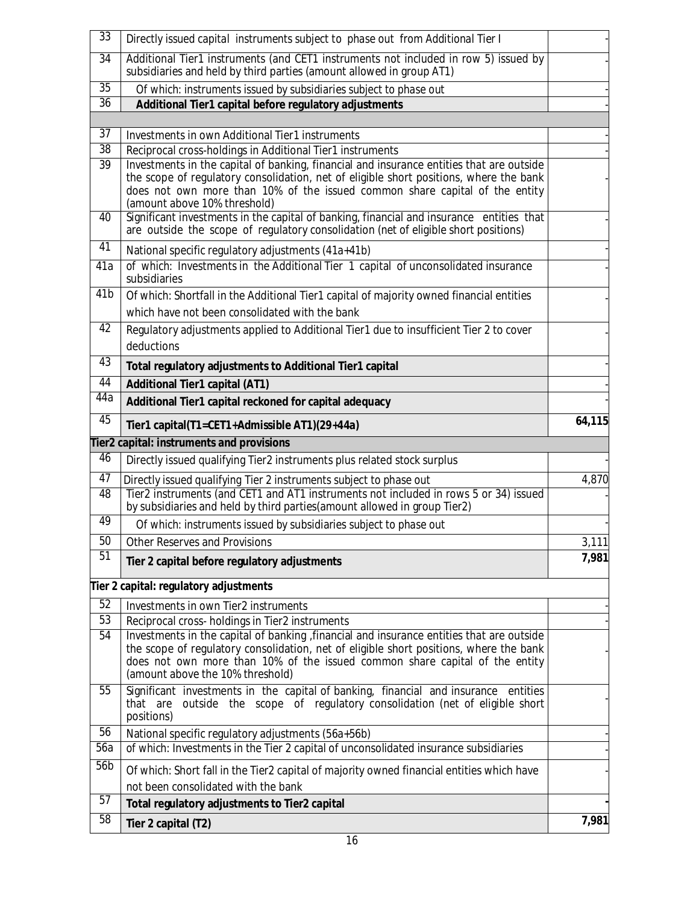| | | |
|---|---|---|
| 33 | Directly issued capital instruments subject to phase out from Additional Tier I | - |
| 34 | Additional Tier1 instruments (and CET1 instruments not included in row 5) issued by subsidiaries and held by third parties (amount allowed in group AT1) | - |
| 35 | Of which: instruments issued by subsidiaries subject to phase out | - |
| 36 | **Additional Tier1 capital before regulatory adjustments** | - |
| | | |
| 37 | Investments in own Additional Tier1 instruments | - |
| 38 | Reciprocal cross-holdings in Additional Tier1 instruments | - |
| 39 | Investments in the capital of banking, financial and insurance entities that are outside the scope of regulatory consolidation, net of eligible short positions, where the bank does not own more than 10% of the issued common share capital of the entity (amount above 10% threshold) | - |
| 40 | Significant investments in the capital of banking, financial and insurance entities that are outside the scope of regulatory consolidation (net of eligible short positions) | - |
| 41 | National specific regulatory adjustments (41a+41b) | - |
| 41a | of which: Investments in the Additional Tier 1 capital of unconsolidated insurance subsidiaries | - |
| 41b | Of which: Shortfall in the Additional Tier1 capital of majority owned financial entities which have not been consolidated with the bank | - |
| 42 | Regulatory adjustments applied to Additional Tier1 due to insufficient Tier 2 to cover deductions | - |
| 43 | **Total regulatory adjustments to Additional Tier1 capital** | - |
| 44 | **Additional Tier1 capital (AT1)** | - |
| 44a | **Additional Tier1 capital reckoned for capital adequacy** | - |
| 45 | **Tier1 capital(T1=CET1+Admissible AT1)(29+44a)** | **64,115** |
| **Tier2 capital: instruments and provisions** | | |
| 46 | Directly issued qualifying Tier2 instruments plus related stock surplus | - |
| 47 | Directly issued qualifying Tier 2 instruments subject to phase out | 4,870 |
| 48 | Tier2 instruments (and CET1 and AT1 instruments not included in rows 5 or 34) issued by subsidiaries and held by third parties(amount allowed in group Tier2) | - |
| 49 | Of which: instruments issued by subsidiaries subject to phase out | - |
| 50 | Other Reserves and Provisions | 3,111 |
| 51 | **Tier 2 capital before regulatory adjustments** | **7,981** |
| **Tier 2 capital: regulatory adjustments** | | |
| 52 | Investments in own Tier2 instruments | - |
| 53 | Reciprocal cross- holdings in Tier2 instruments | - |
| 54 | Investments in the capital of banking ,financial and insurance entities that are outside the scope of regulatory consolidation, net of eligible short positions, where the bank does not own more than 10% of the issued common share capital of the entity (amount above the 10% threshold) | - |
| 55 | Significant investments in the capital of banking, financial and insurance entities that are outside the scope of regulatory consolidation (net of eligible short positions) | - |
| 56 | National specific regulatory adjustments (56a+56b) | - |
| 56a | of which: Investments in the Tier 2 capital of unconsolidated insurance subsidiaries | - |
| 56b | Of which: Short fall in the Tier2 capital of majority owned financial entities which have not been consolidated with the bank | - |
| 57 | **Total regulatory adjustments to Tier2 capital** | **-** |
| 58 | **Tier 2 capital (T2)** | **7,981** |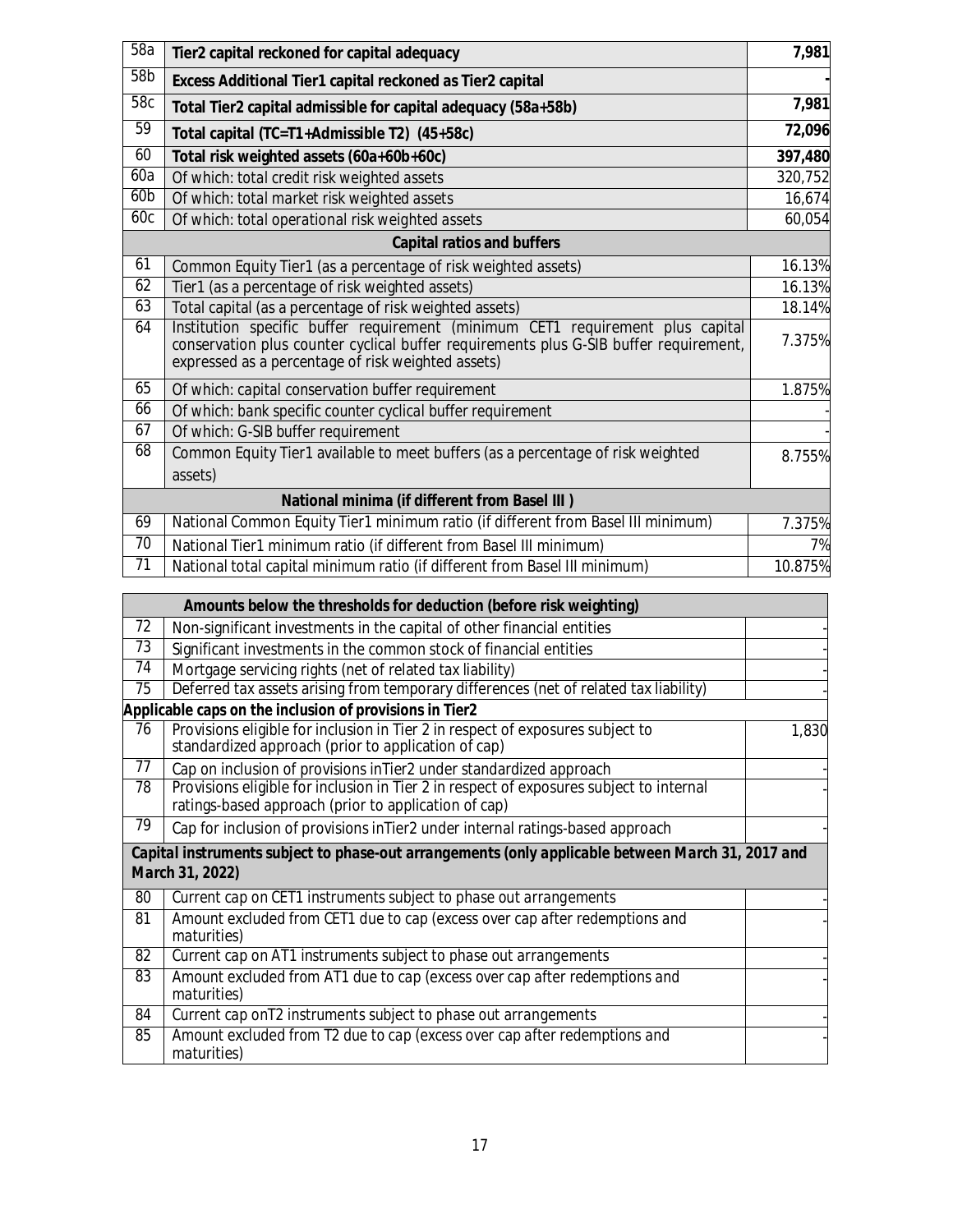| | | |
|---|---|---|
| 58a | **Tier2 capital reckoned for capital adequacy** | **7,981** |
| 58b | **Excess Additional Tier1 capital reckoned as Tier2 capital** | **-** |
| 58c | **Total Tier2 capital admissible for capital adequacy (58a+58b)** | **7,981** |
| 59 | **Total capital (TC=T1+Admissible T2) (45+58c)** | **72,096** |
| 60 | **Total risk weighted assets (60a+60b+60c)** | **397,480** |
| 60a | Of which: total credit risk weighted assets | 320,752 |
| 60b | Of which: total market risk weighted assets | 16,674 |
| 60c | Of which: total operational risk weighted assets | 60,054 |
| | **Capital ratios and buffers** | |
| 61 | Common Equity Tier1 (as a percentage of risk weighted assets) | 16.13% |
| 62 | Tier1 (as a percentage of risk weighted assets) | 16.13% |
| 63 | Total capital (as a percentage of risk weighted assets) | 18.14% |
| 64 | Institution specific buffer requirement (minimum CET1 requirement plus capital conservation plus counter cyclical buffer requirements plus G-SIB buffer requirement, expressed as a percentage of risk weighted assets) | 7.375% |
| 65 | Of which: capital conservation buffer requirement | 1.875% |
| 66 | Of which: bank specific counter cyclical buffer requirement | - |
| 67 | Of which: G-SIB buffer requirement | - |
| 68 | Common Equity Tier1 available to meet buffers (as a percentage of risk weighted assets) | 8.755% |
| | **National minima (if different from Basel III )** | |
| 69 | National Common Equity Tier1 minimum ratio (if different from Basel III minimum) | 7.375% |
| 70 | National Tier1 minimum ratio (if different from Basel III minimum) | 7% |
| 71 | National total capital minimum ratio (if different from Basel III minimum) | 10.875% |

| | | |
|---|---|---|
| | **Amounts below the thresholds for deduction (before risk weighting)** | |
| 72 | Non-significant investments in the capital of other financial entities | - |
| 73 | Significant investments in the common stock of financial entities | - |
| 74 | Mortgage servicing rights (net of related tax liability) | - |
| 75 | Deferred tax assets arising from temporary differences (net of related tax liability) | - |
| | ***Applicable caps on the inclusion of provisions in Tier2*** | |
| 76 | Provisions eligible for inclusion in Tier 2 in respect of exposures subject to standardized approach (prior to application of cap) | 1,830 |
| 77 | Cap on inclusion of provisions inTier2 under standardized approach | - |
| 78 | Provisions eligible for inclusion in Tier 2 in respect of exposures subject to internal ratings-based approach (prior to application of cap) | - |
| 79 | Cap for inclusion of provisions inTier2 under internal ratings-based approach | - |
| | ***Capital instruments subject to phase-out arrangements (only applicable between March 31, 2017 and March 31, 2022)*** | |
| 80 | Current cap on CET1 instruments subject to phase out arrangements | - |
| 81 | Amount excluded from CET1 due to cap (excess over cap after redemptions and maturities) | - |
| 82 | Current cap on AT1 instruments subject to phase out arrangements | - |
| 83 | Amount excluded from AT1 due to cap (excess over cap after redemptions and maturities) | - |
| 84 | Current cap onT2 instruments subject to phase out arrangements | - |
| 85 | Amount excluded from T2 due to cap (excess over cap after redemptions and maturities) | - |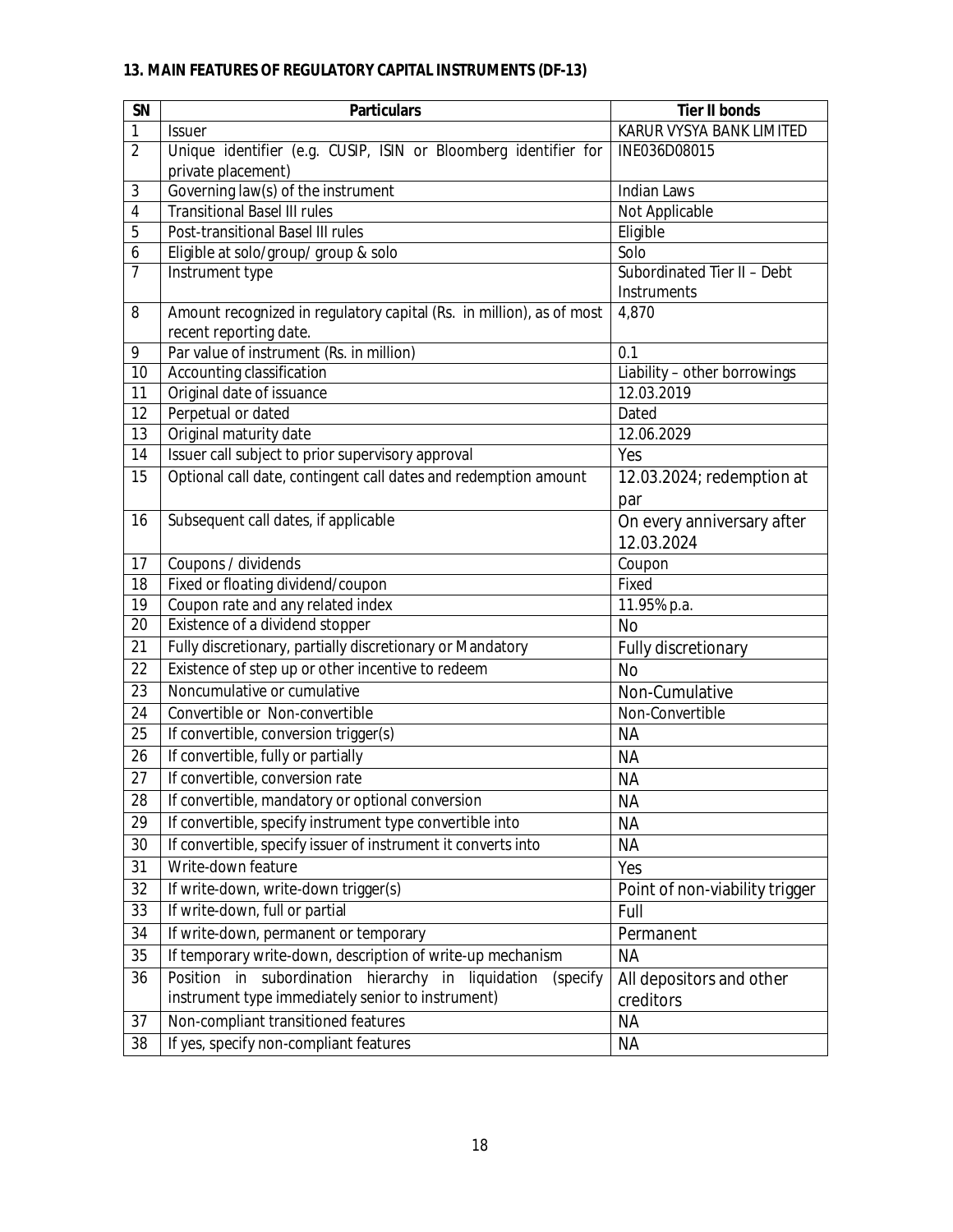## 13. MAIN FEATURES OF REGULATORY CAPITAL INSTRUMENTS (DF-13)

| SN | Particulars | Tier II bonds |
|---|---|---|
| 1 | Issuer | KARUR VYSYA BANK LIMITED |
| 2 | Unique identifier (e.g. CUSIP, ISIN or Bloomberg identifier for private placement) | INE036D08015 |
| 3 | Governing law(s) of the instrument | Indian Laws |
| 4 | Transitional Basel III rules | Not Applicable |
| 5 | Post-transitional Basel III rules | Eligible |
| 6 | Eligible at solo/group/ group & solo | Solo |
| 7 | Instrument type | Subordinated Tier II – Debt Instruments |
| 8 | Amount recognized in regulatory capital (Rs. in million), as of most recent reporting date. | 4,870 |
| 9 | Par value of instrument (Rs. in million) | 0.1 |
| 10 | Accounting classification | Liability – other borrowings |
| 11 | Original date of issuance | 12.03.2019 |
| 12 | Perpetual or dated | Dated |
| 13 | Original maturity date | 12.06.2029 |
| 14 | Issuer call subject to prior supervisory approval | Yes |
| 15 | Optional call date, contingent call dates and redemption amount | 12.03.2024; redemption at par |
| 16 | Subsequent call dates, if applicable | On every anniversary after 12.03.2024 |
| 17 | Coupons / dividends | Coupon |
| 18 | Fixed or floating dividend/coupon | Fixed |
| 19 | Coupon rate and any related index | 11.95% p.a. |
| 20 | Existence of a dividend stopper | No |
| 21 | Fully discretionary, partially discretionary or Mandatory | Fully discretionary |
| 22 | Existence of step up or other incentive to redeem | No |
| 23 | Noncumulative or cumulative | Non-Cumulative |
| 24 | Convertible or Non-convertible | Non-Convertible |
| 25 | If convertible, conversion trigger(s) | NA |
| 26 | If convertible, fully or partially | NA |
| 27 | If convertible, conversion rate | NA |
| 28 | If convertible, mandatory or optional conversion | NA |
| 29 | If convertible, specify instrument type convertible into | NA |
| 30 | If convertible, specify issuer of instrument it converts into | NA |
| 31 | Write-down feature | Yes |
| 32 | If write-down, write-down trigger(s) | Point of non-viability trigger |
| 33 | If write-down, full or partial | Full |
| 34 | If write-down, permanent or temporary | Permanent |
| 35 | If temporary write-down, description of write-up mechanism | NA |
| 36 | Position in subordination hierarchy in liquidation (specify instrument type immediately senior to instrument) | All depositors and other creditors |
| 37 | Non-compliant transitioned features | NA |
| 38 | If yes, specify non-compliant features | NA |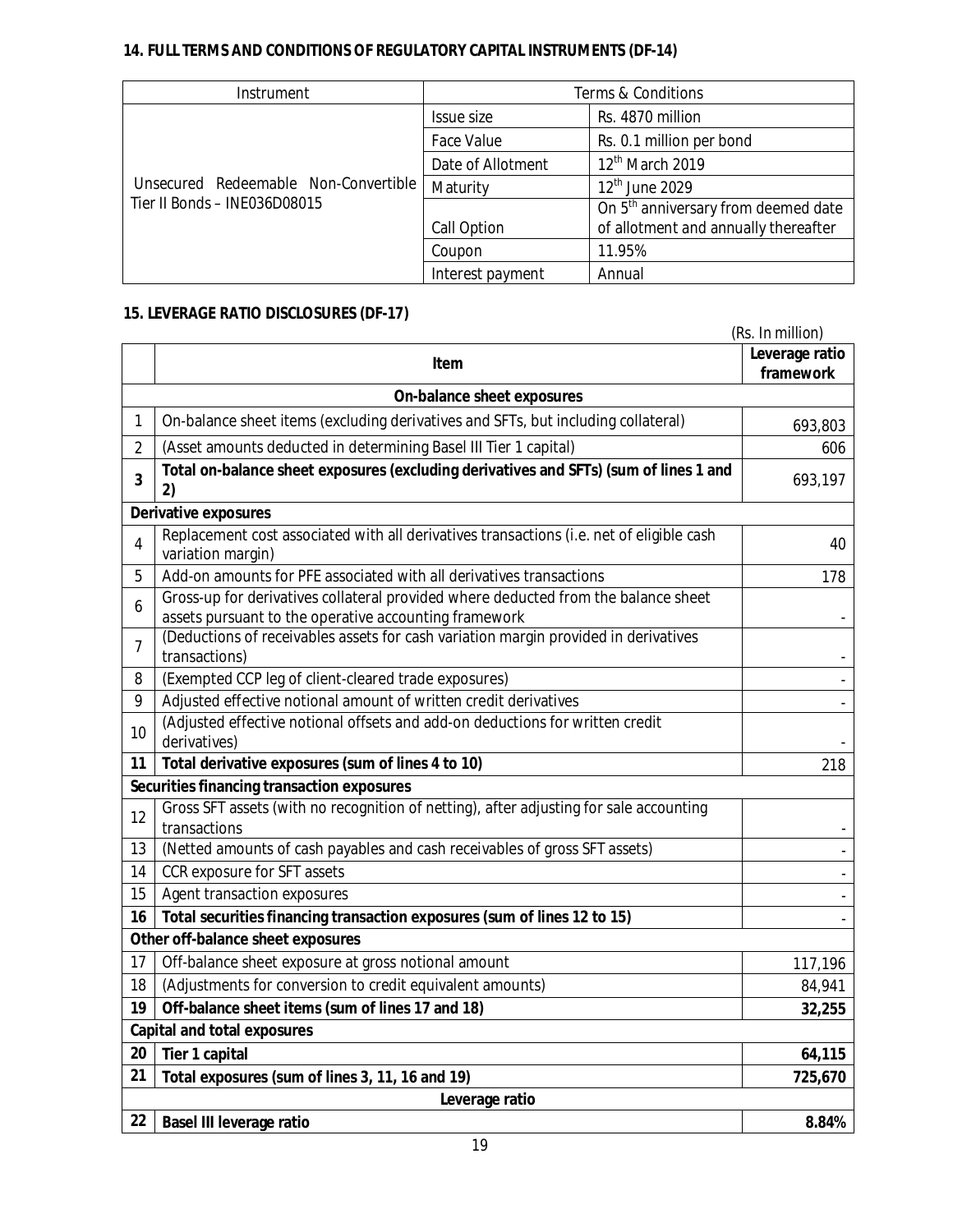### 14. FULL TERMS AND CONDITIONS OF REGULATORY CAPITAL INSTRUMENTS (DF-14)

| Instrument | Terms & Conditions | |
|---|---|---|
| Unsecured Redeemable Non-Convertible Tier II Bonds – INE036D08015 | Issue size | Rs. 4870 million |
| | Face Value | Rs. 0.1 million per bond |
| | Date of Allotment | 12th March 2019 |
| | Maturity | 12th June 2029 |
| | Call Option | On 5th anniversary from deemed date of allotment and annually thereafter |
| | Coupon | 11.95% |
| | Interest payment | Annual |

### 15. LEVERAGE RATIO DISCLOSURES (DF-17)

(Rs. In million)

| | **Item** | **Leverage ratio framework** |
|---|---|---|
| | **On-balance sheet exposures** | |
| 1 | On-balance sheet items (excluding derivatives and SFTs, but including collateral) | 693,803 |
| 2 | (Asset amounts deducted in determining Basel III Tier 1 capital) | 606 |
| **3** | **Total on-balance sheet exposures (excluding derivatives and SFTs) (sum of lines 1 and 2)** | 693,197 |
| | **Derivative exposures** | |
| 4 | Replacement cost associated with all derivatives transactions (i.e. net of eligible cash variation margin) | 40 |
| 5 | Add-on amounts for PFE associated with all derivatives transactions | 178 |
| 6 | Gross-up for derivatives collateral provided where deducted from the balance sheet assets pursuant to the operative accounting framework | - |
| 7 | (Deductions of receivables assets for cash variation margin provided in derivatives transactions) | - |
| 8 | (Exempted CCP leg of client-cleared trade exposures) | - |
| 9 | Adjusted effective notional amount of written credit derivatives | - |
| 10 | (Adjusted effective notional offsets and add-on deductions for written credit derivatives) | - |
| **11** | **Total derivative exposures (sum of lines 4 to 10)** | 218 |
| | **Securities financing transaction exposures** | |
| 12 | Gross SFT assets (with no recognition of netting), after adjusting for sale accounting transactions | - |
| 13 | (Netted amounts of cash payables and cash receivables of gross SFT assets) | - |
| 14 | CCR exposure for SFT assets | - |
| 15 | Agent transaction exposures | - |
| **16** | **Total securities financing transaction exposures (sum of lines 12 to 15)** | - |
| | **Other off-balance sheet exposures** | |
| 17 | Off-balance sheet exposure at gross notional amount | 117,196 |
| 18 | (Adjustments for conversion to credit equivalent amounts) | 84,941 |
| **19** | **Off-balance sheet items (sum of lines 17 and 18)** | **32,255** |
| | **Capital and total exposures** | |
| **20** | **Tier 1 capital** | **64,115** |
| **21** | **Total exposures (sum of lines 3, 11, 16 and 19)** | **725,670** |
| | **Leverage ratio** | |
| **22** | **Basel III leverage ratio** | **8.84%** |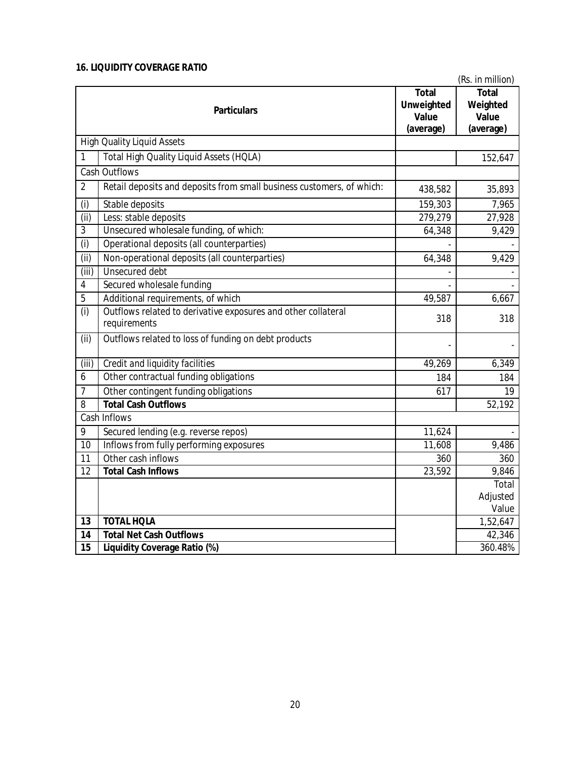**16. LIQUIDITY COVERAGE RATIO**

(Rs. in million)

| | Particulars | Total Unweighted Value (average) | Total Weighted Value (average) |
|---|---|---|---|
| | High Quality Liquid Assets | | |
| 1 | Total High Quality Liquid Assets (HQLA) | | 152,647 |
| | Cash Outflows | | |
| 2 | Retail deposits and deposits from small business customers, of which: | 438,582 | 35,893 |
| (i) | Stable deposits | 159,303 | 7,965 |
| (ii) | Less: stable deposits | 279,279 | 27,928 |
| 3 | Unsecured wholesale funding, of which: | 64,348 | 9,429 |
| (i) | Operational deposits (all counterparties) | - | - |
| (ii) | Non-operational deposits (all counterparties) | 64,348 | 9,429 |
| (iii) | Unsecured debt | - | - |
| 4 | Secured wholesale funding | - | - |
| 5 | Additional requirements, of which | 49,587 | 6,667 |
| (i) | Outflows related to derivative exposures and other collateral requirements | 318 | 318 |
| (ii) | Outflows related to loss of funding on debt products | - | - |
| (iii) | Credit and liquidity facilities | 49,269 | 6,349 |
| 6 | Other contractual funding obligations | 184 | 184 |
| 7 | Other contingent funding obligations | 617 | 19 |
| 8 | **Total Cash Outflows** | | 52,192 |
| | Cash Inflows | | |
| 9 | Secured lending (e.g. reverse repos) | 11,624 | - |
| 10 | Inflows from fully performing exposures | 11,608 | 9,486 |
| 11 | Other cash inflows | 360 | 360 |
| 12 | **Total Cash Inflows** | 23,592 | 9,846 |
| | | | Total Adjusted Value |
| **13** | **TOTAL HQLA** | | 1,52,647 |
| **14** | **Total Net Cash Outflows** | | 42,346 |
| **15** | **Liquidity Coverage Ratio (%)** | | 360.48% |